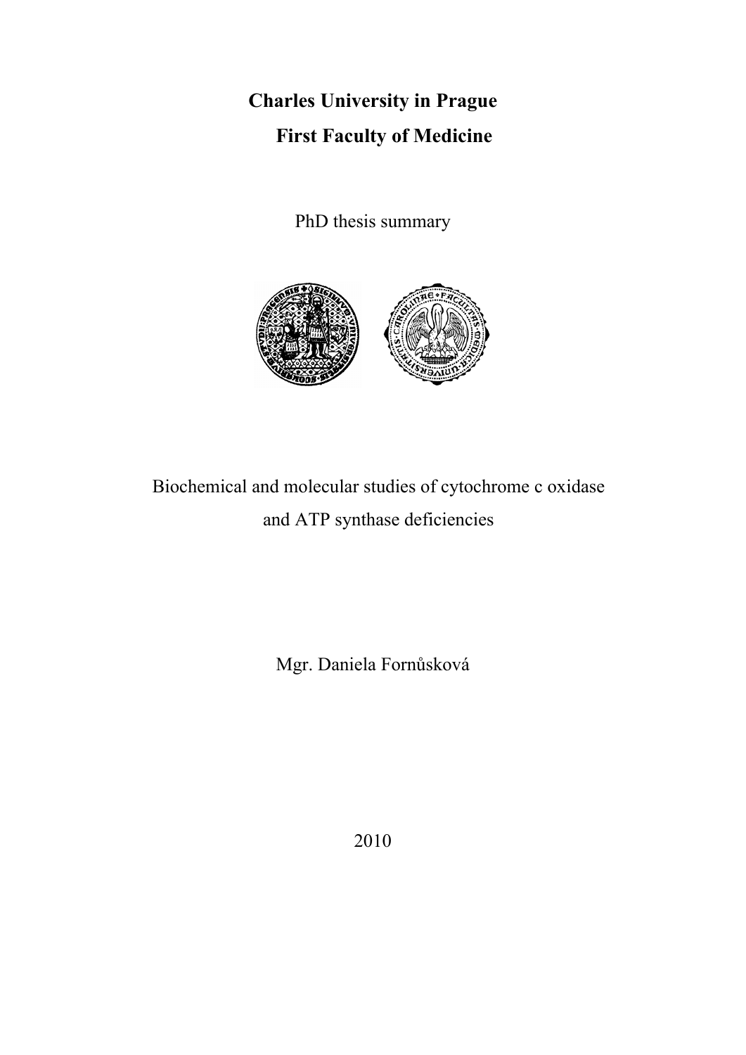**Charles University in Prague**

**First Faculty of Medicine**

PhD thesis summary

Biochemical and molecular studies of cytochrome c oxidase and ATP synthase deficiencies

Mgr. Daniela Fornůsková

2010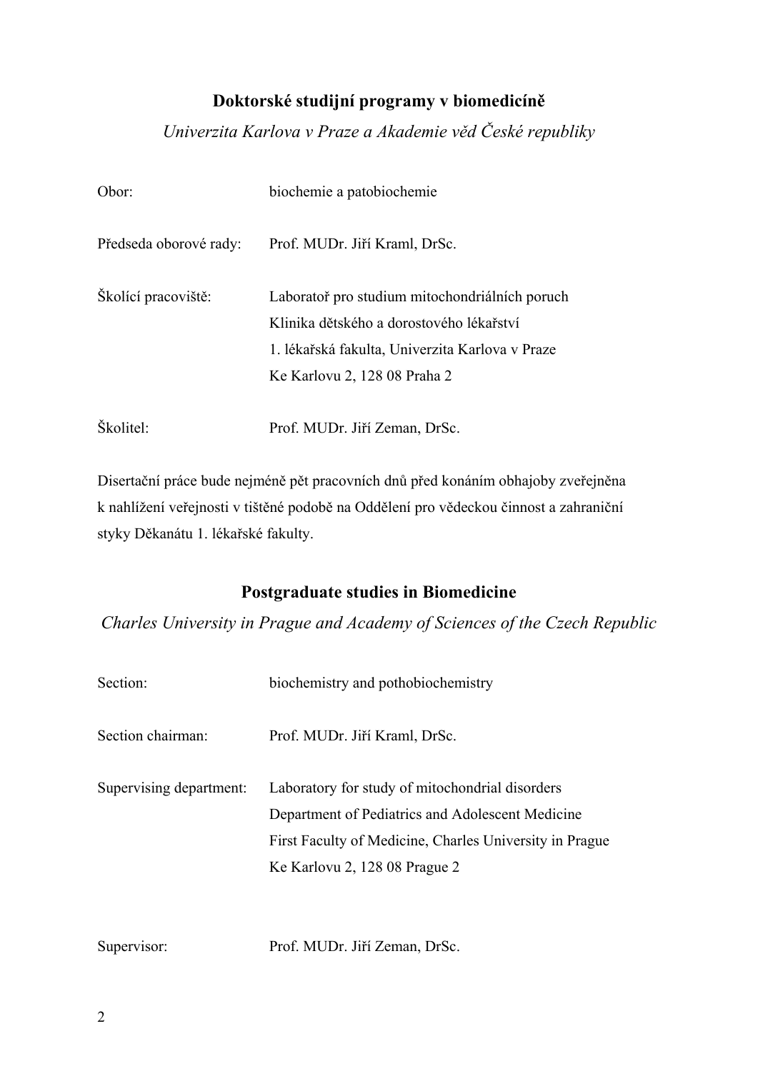**Doktorské studijní programy v biomedicíně**

*Univerzita Karlova v Praze a Akademie věd České republiky*

Obor: biochemie a patobiochemie

Předseda oborové rady: Prof. MUDr. Jiří Kraml, DrSc.

Školící pracoviště: Laboratoř pro studium mitochondriálních poruch
Klinika dětského a dorostového lékařství
1. lékařská fakulta, Univerzita Karlova v Praze
Ke Karlovu 2, 128 08 Praha 2

Školitel: Prof. MUDr. Jiří Zeman, DrSc.

Disertační práce bude nejméně pět pracovních dnů před konáním obhajoby zveřejněna k nahlížení veřejnosti v tištěné podobě na Oddělení pro vědeckou činnost a zahraniční styky Děkanátu 1. lékařské fakulty.

**Postgraduate studies in Biomedicine**

*Charles University in Prague and Academy of Sciences of the Czech Republic*

Section: biochemistry and pothobiochemistry

Section chairman: Prof. MUDr. Jiří Kraml, DrSc.

Supervising department: Laboratory for study of mitochondrial disorders
Department of Pediatrics and Adolescent Medicine
First Faculty of Medicine, Charles University in Prague
Ke Karlovu 2, 128 08 Prague 2

Supervisor: Prof. MUDr. Jiří Zeman, DrSc.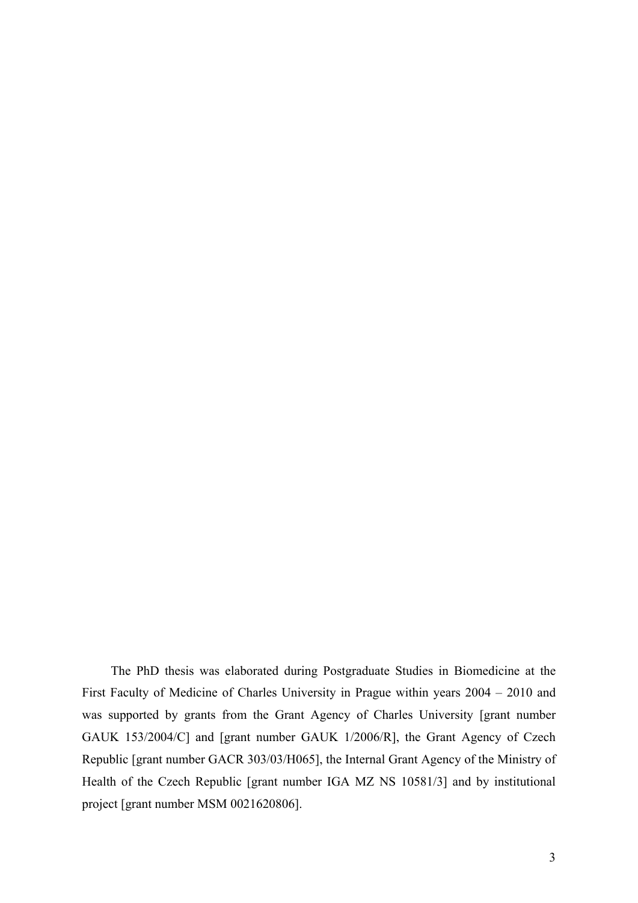The PhD thesis was elaborated during Postgraduate Studies in Biomedicine at the First Faculty of Medicine of Charles University in Prague within years 2004 – 2010 and was supported by grants from the Grant Agency of Charles University [grant number GAUK 153/2004/C] and [grant number GAUK 1/2006/R], the Grant Agency of Czech Republic [grant number GACR 303/03/H065], the Internal Grant Agency of the Ministry of Health of the Czech Republic [grant number IGA MZ NS 10581/3] and by institutional project [grant number MSM 0021620806].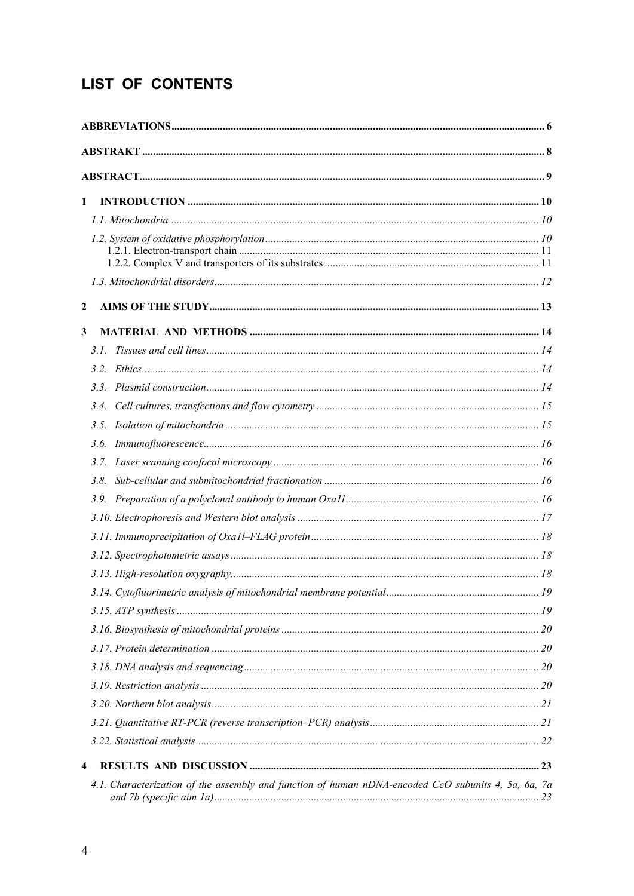# LIST OF CONTENTS

**ABBREVIATIONS** ..... 6

**ABSTRAKT** ..... 8

**ABSTRACT** ..... 9

**1 INTRODUCTION** ..... 10

*1.1. Mitochondria* ..... 10

*1.2. System of oxidative phosphorylation* ..... 10

1.2.1. Electron-transport chain ..... 11

1.2.2. Complex V and transporters of its substrates ..... 11

*1.3. Mitochondrial disorders* ..... 12

**2 AIMS OF THE STUDY** ..... 13

**3 MATERIAL AND METHODS** ..... 14

*3.1. Tissues and cell lines* ..... 14

*3.2. Ethics* ..... 14

*3.3. Plasmid construction* ..... 14

*3.4. Cell cultures, transfections and flow cytometry* ..... 15

*3.5. Isolation of mitochondria* ..... 15

*3.6. Immunofluorescence* ..... 16

*3.7. Laser scanning confocal microscopy* ..... 16

*3.8. Sub-cellular and submitochondrial fractionation* ..... 16

*3.9. Preparation of a polyclonal antibody to human Oxa1l* ..... 16

*3.10. Electrophoresis and Western blot analysis* ..... 17

*3.11. Immunoprecipitation of Oxa1l–FLAG protein* ..... 18

*3.12. Spectrophotometric assays* ..... 18

*3.13. High-resolution oxygraphy* ..... 18

*3.14. Cytofluorimetric analysis of mitochondrial membrane potential* ..... 19

*3.15. ATP synthesis* ..... 19

*3.16. Biosynthesis of mitochondrial proteins* ..... 20

*3.17. Protein determination* ..... 20

*3.18. DNA analysis and sequencing* ..... 20

*3.19. Restriction analysis* ..... 20

*3.20. Northern blot analysis* ..... 21

*3.21. Quantitative RT-PCR (reverse transcription–PCR) analysis* ..... 21

*3.22. Statistical analysis* ..... 22

**4 RESULTS AND DISCUSSION** ..... 23

*4.1. Characterization of the assembly and function of human nDNA-encoded CcO subunits 4, 5a, 6a, 7a and 7b (specific aim 1a)* ..... 23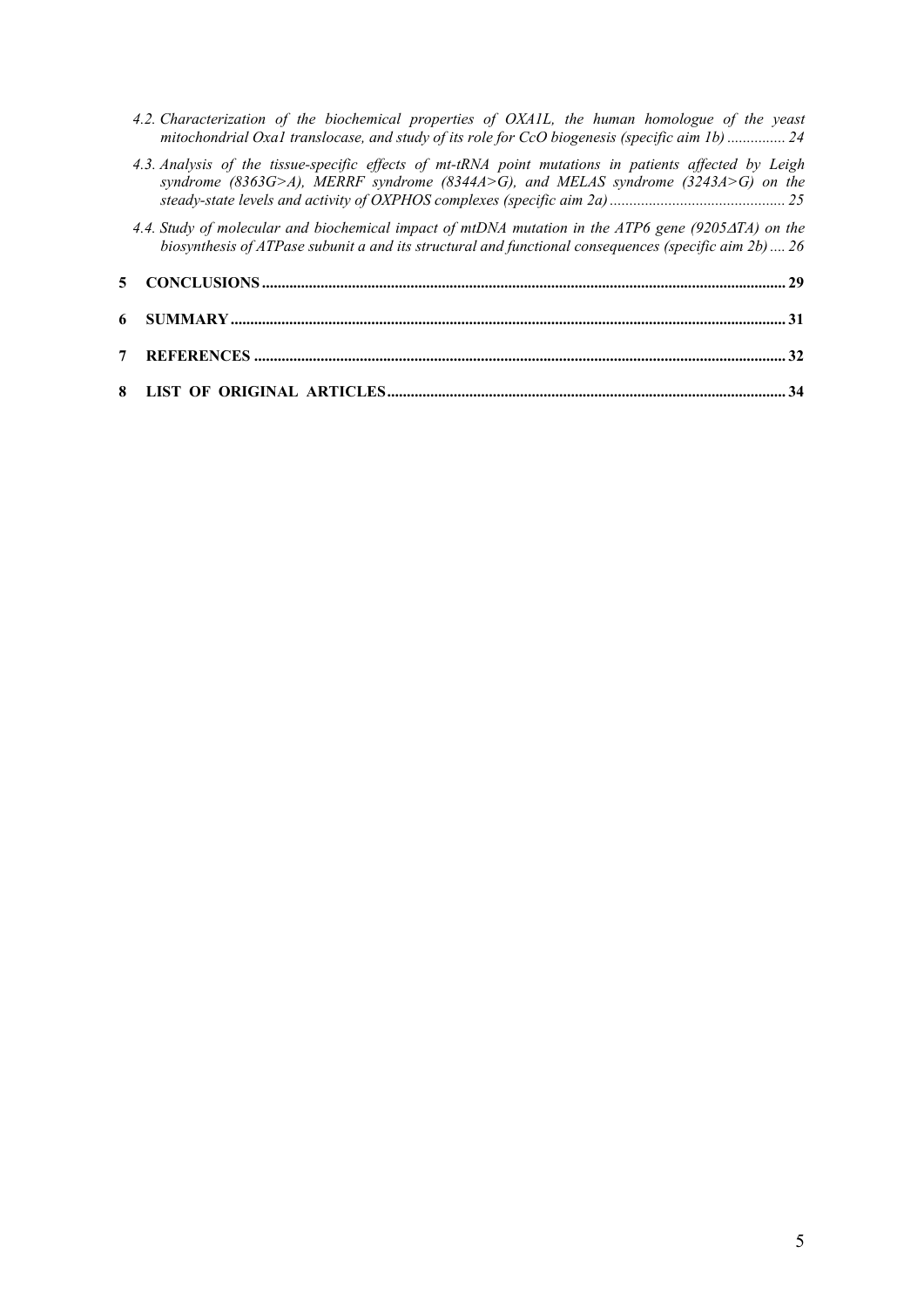*4.2. Characterization of the biochemical properties of OXA1L, the human homologue of the yeast mitochondrial Oxa1 translocase, and study of its role for CcO biogenesis (specific aim 1b)* ............... 24

*4.3. Analysis of the tissue-specific effects of mt-tRNA point mutations in patients affected by Leigh syndrome (8363G>A), MERRF syndrome (8344A>G), and MELAS syndrome (3243A>G) on the steady-state levels and activity of OXPHOS complexes (specific aim 2a)* ............................................ 25

*4.4. Study of molecular and biochemical impact of mtDNA mutation in the ATP6 gene (9205ΔTA) on the biosynthesis of ATPase subunit a and its structural and functional consequences (specific aim 2b)* .... 26

**5 CONCLUSIONS** ................................................................................................................................... 29

**6 SUMMARY** ........................................................................................................................................... 31

**7 REFERENCES** ..................................................................................................................................... 32

**8 LIST OF ORIGINAL ARTICLES** ..................................................................................................... 34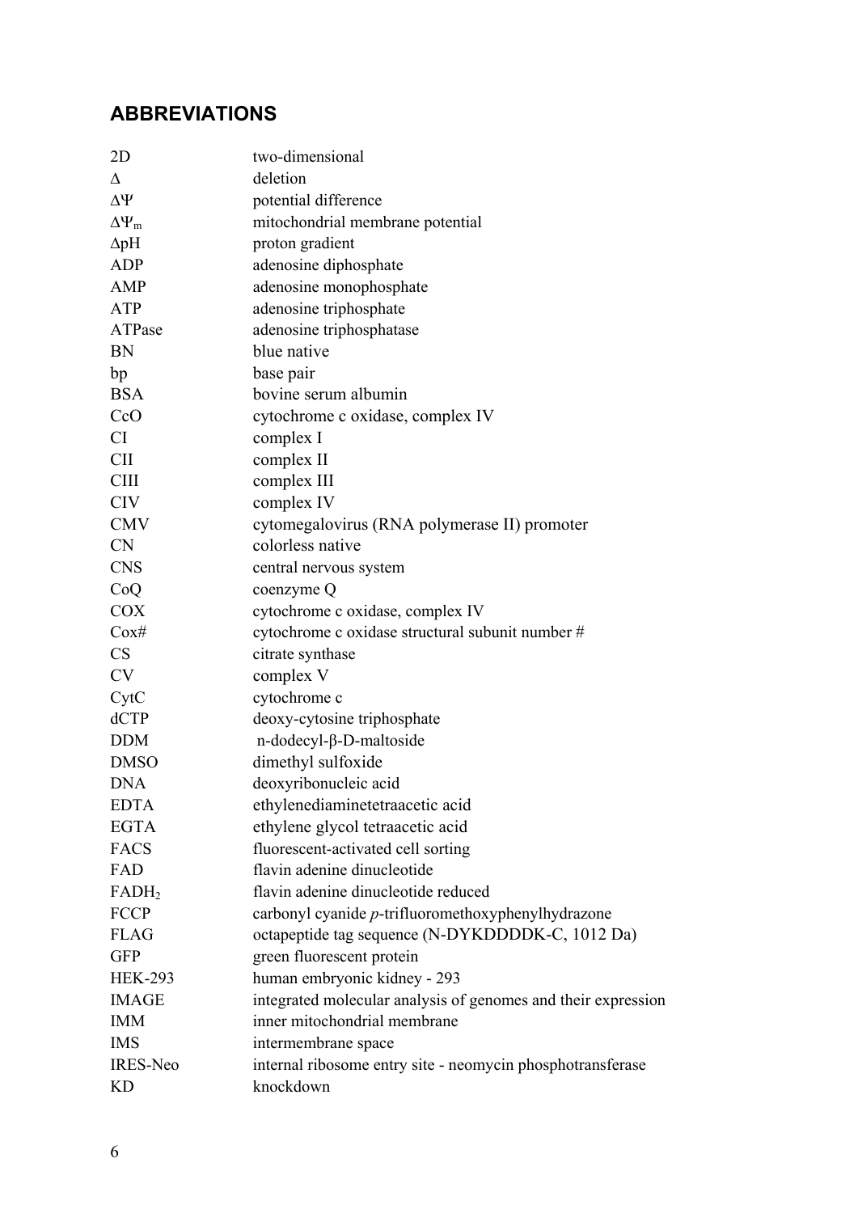## ABBREVIATIONS

| | |
|---|---|
| 2D | two-dimensional |
| $\Delta$ | deletion |
| $\Delta\Psi$ | potential difference |
| $\Delta\Psi_m$ | mitochondrial membrane potential |
| $\Delta$pH | proton gradient |
| ADP | adenosine diphosphate |
| AMP | adenosine monophosphate |
| ATP | adenosine triphosphate |
| ATPase | adenosine triphosphatase |
| BN | blue native |
| bp | base pair |
| BSA | bovine serum albumin |
| CcO | cytochrome c oxidase, complex IV |
| CI | complex I |
| CII | complex II |
| CIII | complex III |
| CIV | complex IV |
| CMV | cytomegalovirus (RNA polymerase II) promoter |
| CN | colorless native |
| CNS | central nervous system |
| CoQ | coenzyme Q |
| COX | cytochrome c oxidase, complex IV |
| Cox# | cytochrome c oxidase structural subunit number # |
| CS | citrate synthase |
| CV | complex V |
| CytC | cytochrome c |
| dCTP | deoxy-cytosine triphosphate |
| DDM | n-dodecyl-β-D-maltoside |
| DMSO | dimethyl sulfoxide |
| DNA | deoxyribonucleic acid |
| EDTA | ethylenediaminetetraacetic acid |
| EGTA | ethylene glycol tetraacetic acid |
| FACS | fluorescent-activated cell sorting |
| FAD | flavin adenine dinucleotide |
| $FADH_2$ | flavin adenine dinucleotide reduced |
| FCCP | carbonyl cyanide *p*-trifluoromethoxyphenylhydrazone |
| FLAG | octapeptide tag sequence (N-DYKDDDDK-C, 1012 Da) |
| GFP | green fluorescent protein |
| HEK-293 | human embryonic kidney - 293 |
| IMAGE | integrated molecular analysis of genomes and their expression |
| IMM | inner mitochondrial membrane |
| IMS | intermembrane space |
| IRES-Neo | internal ribosome entry site - neomycin phosphotransferase |
| KD | knockdown |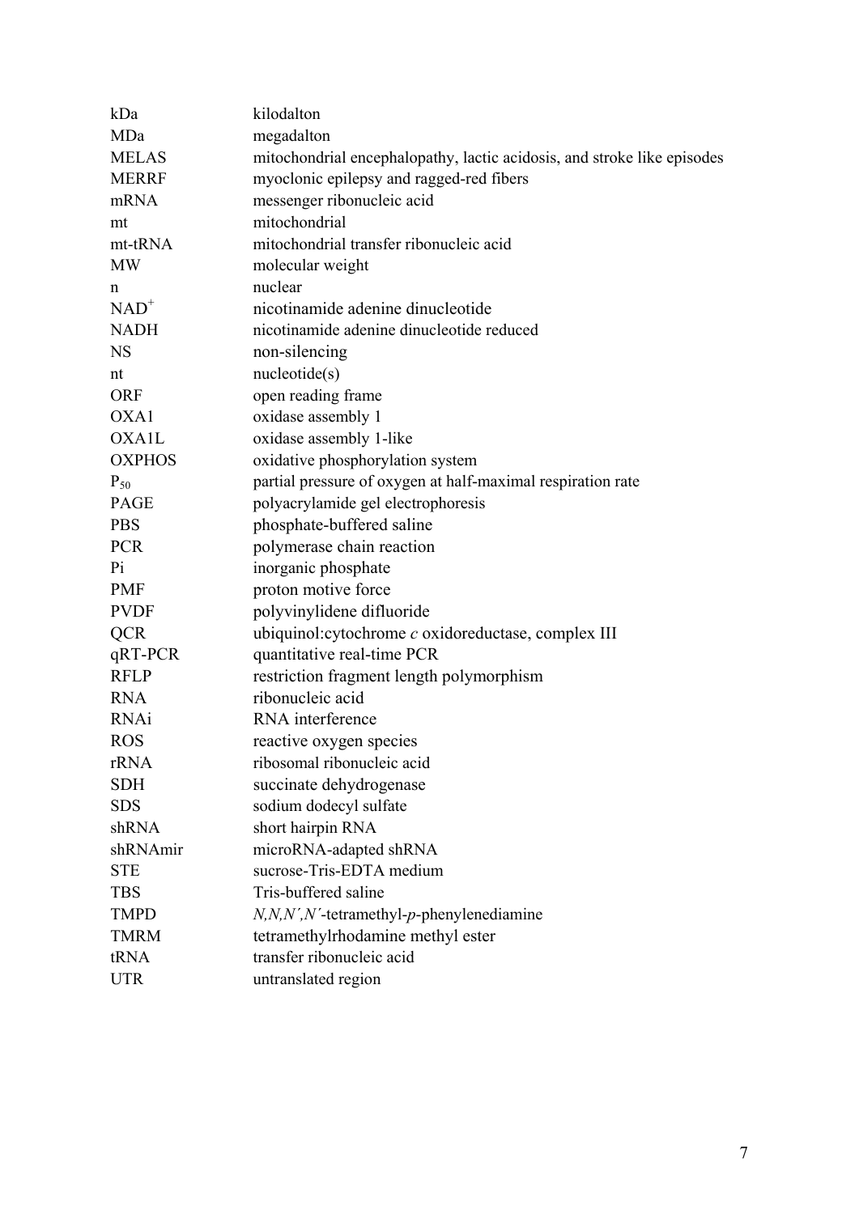| | |
|---|---|
| kDa | kilodalton |
| MDa | megadalton |
| MELAS | mitochondrial encephalopathy, lactic acidosis, and stroke like episodes |
| MERRF | myoclonic epilepsy and ragged-red fibers |
| mRNA | messenger ribonucleic acid |
| mt | mitochondrial |
| mt-tRNA | mitochondrial transfer ribonucleic acid |
| MW | molecular weight |
| n | nuclear |
| $NAD^+$ | nicotinamide adenine dinucleotide |
| NADH | nicotinamide adenine dinucleotide reduced |
| NS | non-silencing |
| nt | nucleotide(s) |
| ORF | open reading frame |
| OXA1 | oxidase assembly 1 |
| OXA1L | oxidase assembly 1-like |
| OXPHOS | oxidative phosphorylation system |
| $P_{50}$ | partial pressure of oxygen at half-maximal respiration rate |
| PAGE | polyacrylamide gel electrophoresis |
| PBS | phosphate-buffered saline |
| PCR | polymerase chain reaction |
| Pi | inorganic phosphate |
| PMF | proton motive force |
| PVDF | polyvinylidene difluoride |
| QCR | ubiquinol:cytochrome *c* oxidoreductase, complex III |
| qRT-PCR | quantitative real-time PCR |
| RFLP | restriction fragment length polymorphism |
| RNA | ribonucleic acid |
| RNAi | RNA interference |
| ROS | reactive oxygen species |
| rRNA | ribosomal ribonucleic acid |
| SDH | succinate dehydrogenase |
| SDS | sodium dodecyl sulfate |
| shRNA | short hairpin RNA |
| shRNAmir | microRNA-adapted shRNA |
| STE | sucrose-Tris-EDTA medium |
| TBS | Tris-buffered saline |
| TMPD | *N,N,N′,N′*-tetramethyl-*p*-phenylenediamine |
| TMRM | tetramethylrhodamine methyl ester |
| tRNA | transfer ribonucleic acid |
| UTR | untranslated region |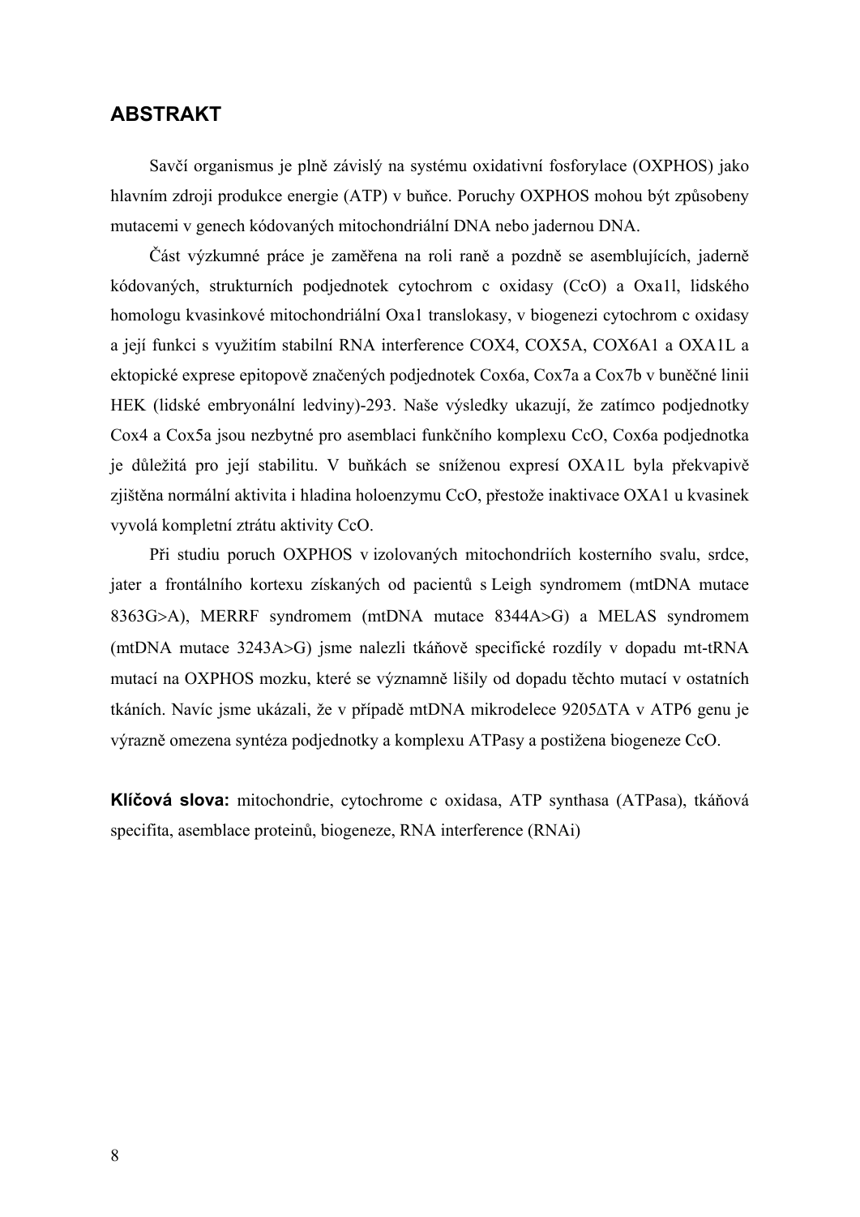## ABSTRAKT

Savčí organismus je plně závislý na systému oxidativní fosforylace (OXPHOS) jako hlavním zdroji produkce energie (ATP) v buňce. Poruchy OXPHOS mohou být způsobeny mutacemi v genech kódovaných mitochondriální DNA nebo jadernou DNA.

Část výzkumné práce je zaměřena na roli raně a pozdně se asemblujících, jaderně kódovaných, strukturních podjednotek cytochrom c oxidasy (CcO) a Oxa1l, lidského homologu kvasinkové mitochondriální Oxa1 translokasy, v biogenezi cytochrom c oxidasy a její funkci s využitím stabilní RNA interference COX4, COX5A, COX6A1 a OXA1L a ektopické exprese epitopově značených podjednotek Cox6a, Cox7a a Cox7b v buněčné linii HEK (lidské embryonální ledviny)-293. Naše výsledky ukazují, že zatímco podjednotky Cox4 a Cox5a jsou nezbytné pro asemblaci funkčního komplexu CcO, Cox6a podjednotka je důležitá pro její stabilitu. V buňkách se sníženou expresí OXA1L byla překvapivě zjištěna normální aktivita i hladina holoenzymu CcO, přestože inaktivace OXA1 u kvasinek vyvolá kompletní ztrátu aktivity CcO.

Při studiu poruch OXPHOS v izolovaných mitochondriích kosterního svalu, srdce, jater a frontálního kortexu získaných od pacientů s Leigh syndromem (mtDNA mutace 8363G>A), MERRF syndromem (mtDNA mutace 8344A>G) a MELAS syndromem (mtDNA mutace 3243A>G) jsme nalezli tkáňově specifické rozdíly v dopadu mt-tRNA mutací na OXPHOS mozku, které se významně lišily od dopadu těchto mutací v ostatních tkáních. Navíc jsme ukázali, že v případě mtDNA mikrodelece 9205ΔTA v ATP6 genu je výrazně omezena syntéza podjednotky a komplexu ATPasy a postižena biogeneze CcO.

**Klíčová slova:** mitochondrie, cytochrome c oxidasa, ATP synthasa (ATPasa), tkáňová specifita, asemblace proteinů, biogeneze, RNA interference (RNAi)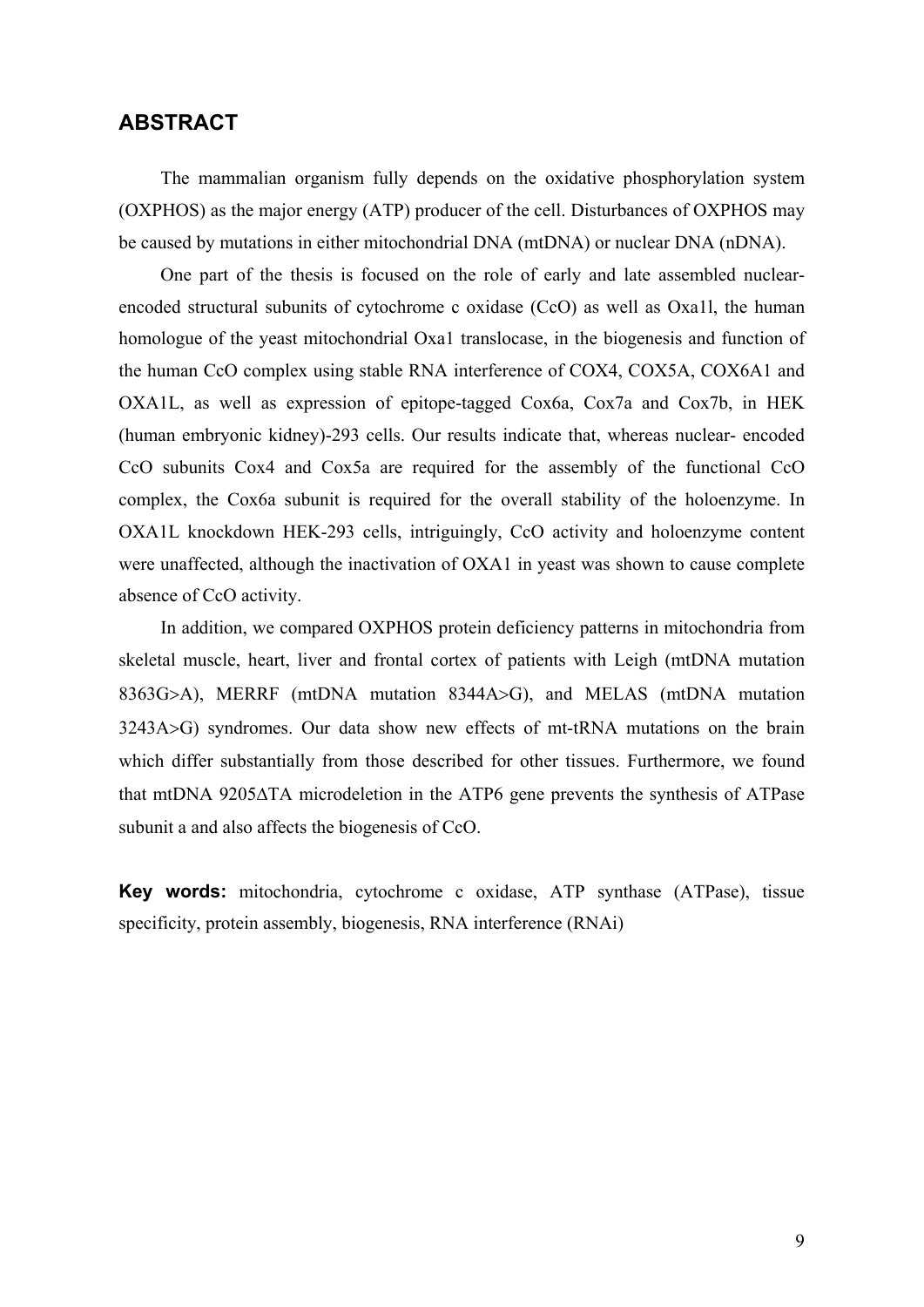## ABSTRACT

The mammalian organism fully depends on the oxidative phosphorylation system (OXPHOS) as the major energy (ATP) producer of the cell. Disturbances of OXPHOS may be caused by mutations in either mitochondrial DNA (mtDNA) or nuclear DNA (nDNA).

One part of the thesis is focused on the role of early and late assembled nuclear-encoded structural subunits of cytochrome c oxidase (CcO) as well as Oxa1l, the human homologue of the yeast mitochondrial Oxa1 translocase, in the biogenesis and function of the human CcO complex using stable RNA interference of COX4, COX5A, COX6A1 and OXA1L, as well as expression of epitope-tagged Cox6a, Cox7a and Cox7b, in HEK (human embryonic kidney)-293 cells. Our results indicate that, whereas nuclear- encoded CcO subunits Cox4 and Cox5a are required for the assembly of the functional CcO complex, the Cox6a subunit is required for the overall stability of the holoenzyme. In OXA1L knockdown HEK-293 cells, intriguingly, CcO activity and holoenzyme content were unaffected, although the inactivation of OXA1 in yeast was shown to cause complete absence of CcO activity.

In addition, we compared OXPHOS protein deficiency patterns in mitochondria from skeletal muscle, heart, liver and frontal cortex of patients with Leigh (mtDNA mutation 8363G>A), MERRF (mtDNA mutation 8344A>G), and MELAS (mtDNA mutation 3243A>G) syndromes. Our data show new effects of mt-tRNA mutations on the brain which differ substantially from those described for other tissues. Furthermore, we found that mtDNA 9205ΔTA microdeletion in the ATP6 gene prevents the synthesis of ATPase subunit a and also affects the biogenesis of CcO.

**Key words:** mitochondria, cytochrome c oxidase, ATP synthase (ATPase), tissue specificity, protein assembly, biogenesis, RNA interference (RNAi)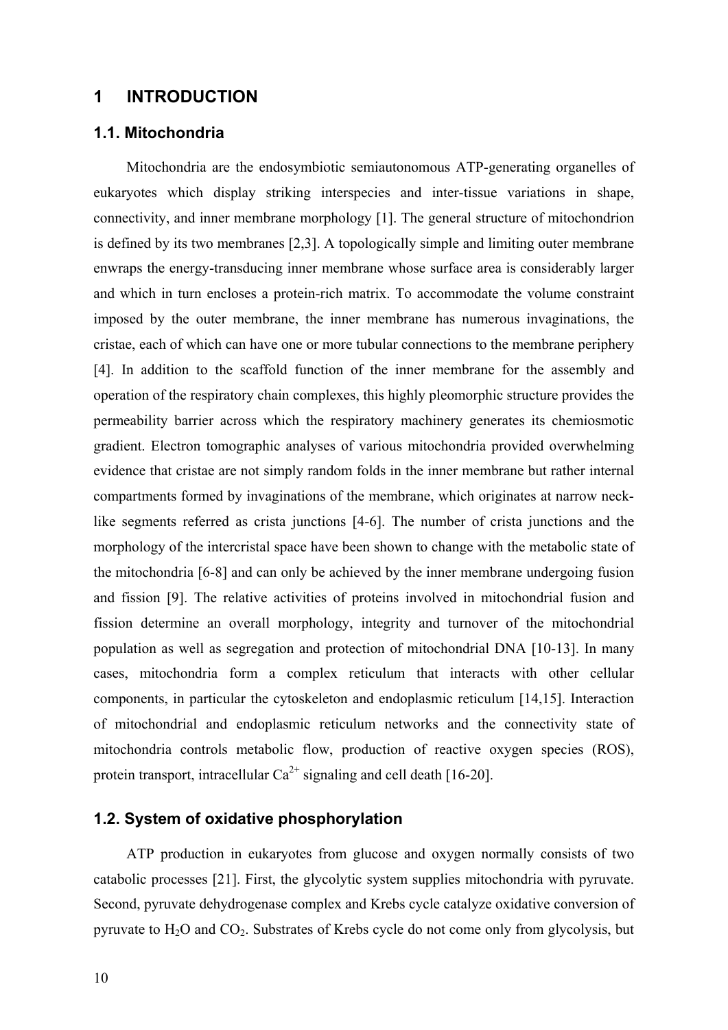# 1 INTRODUCTION

## 1.1. Mitochondria

Mitochondria are the endosymbiotic semiautonomous ATP-generating organelles of eukaryotes which display striking interspecies and inter-tissue variations in shape, connectivity, and inner membrane morphology [1]. The general structure of mitochondrion is defined by its two membranes [2,3]. A topologically simple and limiting outer membrane enwraps the energy-transducing inner membrane whose surface area is considerably larger and which in turn encloses a protein-rich matrix. To accommodate the volume constraint imposed by the outer membrane, the inner membrane has numerous invaginations, the cristae, each of which can have one or more tubular connections to the membrane periphery [4]. In addition to the scaffold function of the inner membrane for the assembly and operation of the respiratory chain complexes, this highly pleomorphic structure provides the permeability barrier across which the respiratory machinery generates its chemiosmotic gradient. Electron tomographic analyses of various mitochondria provided overwhelming evidence that cristae are not simply random folds in the inner membrane but rather internal compartments formed by invaginations of the membrane, which originates at narrow neck-like segments referred as crista junctions [4-6]. The number of crista junctions and the morphology of the intercristal space have been shown to change with the metabolic state of the mitochondria [6-8] and can only be achieved by the inner membrane undergoing fusion and fission [9]. The relative activities of proteins involved in mitochondrial fusion and fission determine an overall morphology, integrity and turnover of the mitochondrial population as well as segregation and protection of mitochondrial DNA [10-13]. In many cases, mitochondria form a complex reticulum that interacts with other cellular components, in particular the cytoskeleton and endoplasmic reticulum [14,15]. Interaction of mitochondrial and endoplasmic reticulum networks and the connectivity state of mitochondria controls metabolic flow, production of reactive oxygen species (ROS), protein transport, intracellular $Ca^{2+}$ signaling and cell death [16-20].

## 1.2. System of oxidative phosphorylation

ATP production in eukaryotes from glucose and oxygen normally consists of two catabolic processes [21]. First, the glycolytic system supplies mitochondria with pyruvate. Second, pyruvate dehydrogenase complex and Krebs cycle catalyze oxidative conversion of pyruvate to $H_2O$ and $CO_2$. Substrates of Krebs cycle do not come only from glycolysis, but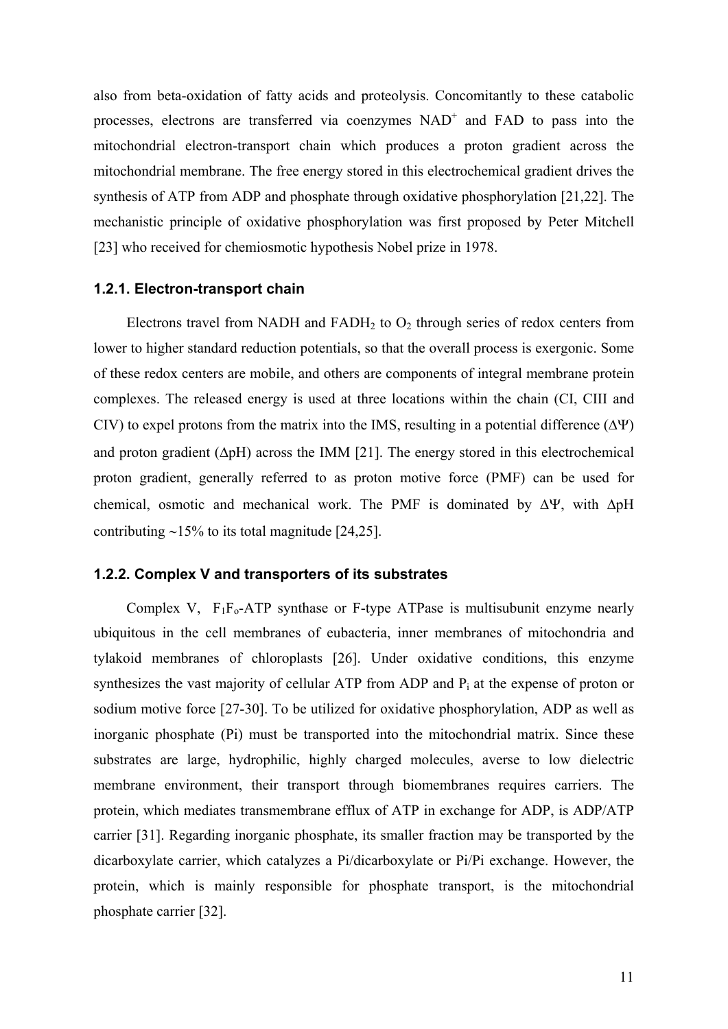also from beta-oxidation of fatty acids and proteolysis. Concomitantly to these catabolic processes, electrons are transferred via coenzymes $NAD^+$ and FAD to pass into the mitochondrial electron-transport chain which produces a proton gradient across the mitochondrial membrane. The free energy stored in this electrochemical gradient drives the synthesis of ATP from ADP and phosphate through oxidative phosphorylation [21,22]. The mechanistic principle of oxidative phosphorylation was first proposed by Peter Mitchell [23] who received for chemiosmotic hypothesis Nobel prize in 1978.

### 1.2.1. Electron-transport chain

Electrons travel from NADH and $FADH_2$ to $O_2$ through series of redox centers from lower to higher standard reduction potentials, so that the overall process is exergonic. Some of these redox centers are mobile, and others are components of integral membrane protein complexes. The released energy is used at three locations within the chain (CI, CIII and CIV) to expel protons from the matrix into the IMS, resulting in a potential difference ($\Delta\Psi$) and proton gradient ($\Delta$pH) across the IMM [21]. The energy stored in this electrochemical proton gradient, generally referred to as proton motive force (PMF) can be used for chemical, osmotic and mechanical work. The PMF is dominated by $\Delta\Psi$, with $\Delta$pH contributing ~15% to its total magnitude [24,25].

### 1.2.2. Complex V and transporters of its substrates

Complex V, $F_1F_o$-ATP synthase or F-type ATPase is multisubunit enzyme nearly ubiquitous in the cell membranes of eubacteria, inner membranes of mitochondria and tylakoid membranes of chloroplasts [26]. Under oxidative conditions, this enzyme synthesizes the vast majority of cellular ATP from ADP and $P_i$ at the expense of proton or sodium motive force [27-30]. To be utilized for oxidative phosphorylation, ADP as well as inorganic phosphate (Pi) must be transported into the mitochondrial matrix. Since these substrates are large, hydrophilic, highly charged molecules, averse to low dielectric membrane environment, their transport through biomembranes requires carriers. The protein, which mediates transmembrane efflux of ATP in exchange for ADP, is ADP/ATP carrier [31]. Regarding inorganic phosphate, its smaller fraction may be transported by the dicarboxylate carrier, which catalyzes a Pi/dicarboxylate or Pi/Pi exchange. However, the protein, which is mainly responsible for phosphate transport, is the mitochondrial phosphate carrier [32].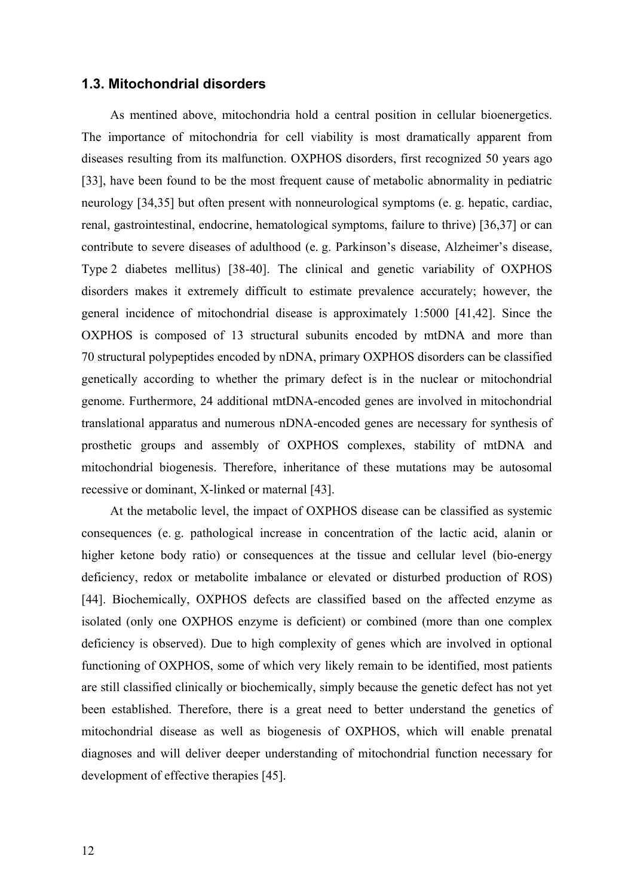### 1.3. Mitochondrial disorders

As mentined above, mitochondria hold a central position in cellular bioenergetics. The importance of mitochondria for cell viability is most dramatically apparent from diseases resulting from its malfunction. OXPHOS disorders, first recognized 50 years ago [33], have been found to be the most frequent cause of metabolic abnormality in pediatric neurology [34,35] but often present with nonneurological symptoms (e. g. hepatic, cardiac, renal, gastrointestinal, endocrine, hematological symptoms, failure to thrive) [36,37] or can contribute to severe diseases of adulthood (e. g. Parkinson's disease, Alzheimer's disease, Type 2 diabetes mellitus) [38-40]. The clinical and genetic variability of OXPHOS disorders makes it extremely difficult to estimate prevalence accurately; however, the general incidence of mitochondrial disease is approximately 1:5000 [41,42]. Since the OXPHOS is composed of 13 structural subunits encoded by mtDNA and more than 70 structural polypeptides encoded by nDNA, primary OXPHOS disorders can be classified genetically according to whether the primary defect is in the nuclear or mitochondrial genome. Furthermore, 24 additional mtDNA-encoded genes are involved in mitochondrial translational apparatus and numerous nDNA-encoded genes are necessary for synthesis of prosthetic groups and assembly of OXPHOS complexes, stability of mtDNA and mitochondrial biogenesis. Therefore, inheritance of these mutations may be autosomal recessive or dominant, X-linked or maternal [43].

At the metabolic level, the impact of OXPHOS disease can be classified as systemic consequences (e. g. pathological increase in concentration of the lactic acid, alanin or higher ketone body ratio) or consequences at the tissue and cellular level (bio-energy deficiency, redox or metabolite imbalance or elevated or disturbed production of ROS) [44]. Biochemically, OXPHOS defects are classified based on the affected enzyme as isolated (only one OXPHOS enzyme is deficient) or combined (more than one complex deficiency is observed). Due to high complexity of genes which are involved in optional functioning of OXPHOS, some of which very likely remain to be identified, most patients are still classified clinically or biochemically, simply because the genetic defect has not yet been established. Therefore, there is a great need to better understand the genetics of mitochondrial disease as well as biogenesis of OXPHOS, which will enable prenatal diagnoses and will deliver deeper understanding of mitochondrial function necessary for development of effective therapies [45].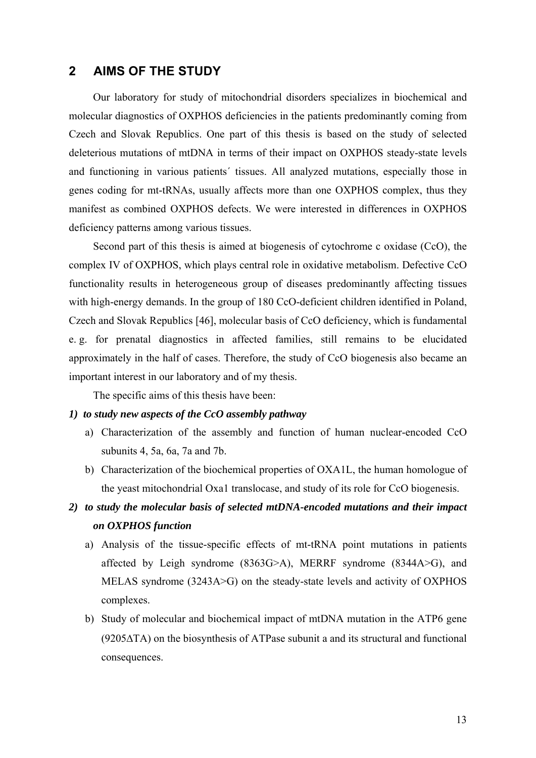## 2 AIMS OF THE STUDY

Our laboratory for study of mitochondrial disorders specializes in biochemical and molecular diagnostics of OXPHOS deficiencies in the patients predominantly coming from Czech and Slovak Republics. One part of this thesis is based on the study of selected deleterious mutations of mtDNA in terms of their impact on OXPHOS steady-state levels and functioning in various patients´ tissues. All analyzed mutations, especially those in genes coding for mt-tRNAs, usually affects more than one OXPHOS complex, thus they manifest as combined OXPHOS defects. We were interested in differences in OXPHOS deficiency patterns among various tissues.

Second part of this thesis is aimed at biogenesis of cytochrome c oxidase (CcO), the complex IV of OXPHOS, which plays central role in oxidative metabolism. Defective CcO functionality results in heterogeneous group of diseases predominantly affecting tissues with high-energy demands. In the group of 180 CcO-deficient children identified in Poland, Czech and Slovak Republics [46], molecular basis of CcO deficiency, which is fundamental e. g. for prenatal diagnostics in affected families, still remains to be elucidated approximately in the half of cases. Therefore, the study of CcO biogenesis also became an important interest in our laboratory and of my thesis.

The specific aims of this thesis have been:

***1) to study new aspects of the CcO assembly pathway***

a) Characterization of the assembly and function of human nuclear-encoded CcO subunits 4, 5a, 6a, 7a and 7b.

b) Characterization of the biochemical properties of OXA1L, the human homologue of the yeast mitochondrial Oxa1 translocase, and study of its role for CcO biogenesis.

***2) to study the molecular basis of selected mtDNA-encoded mutations and their impact on OXPHOS function***

a) Analysis of the tissue-specific effects of mt-tRNA point mutations in patients affected by Leigh syndrome (8363G>A), MERRF syndrome (8344A>G), and MELAS syndrome (3243A>G) on the steady-state levels and activity of OXPHOS complexes.

b) Study of molecular and biochemical impact of mtDNA mutation in the ATP6 gene (9205ΔTA) on the biosynthesis of ATPase subunit a and its structural and functional consequences.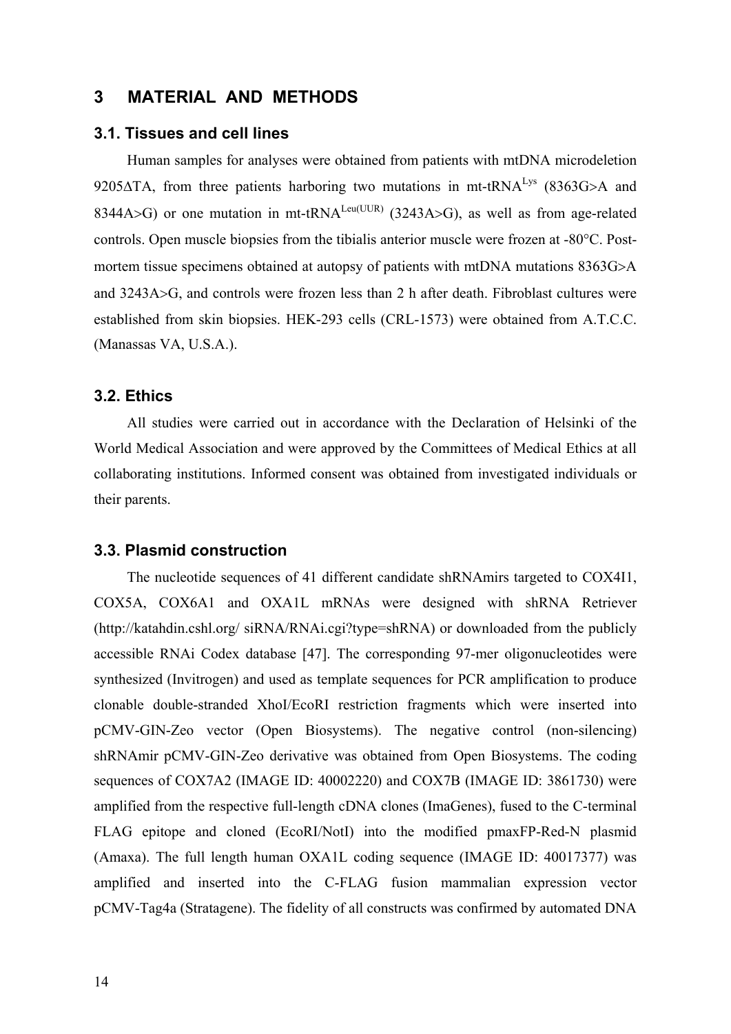# 3 MATERIAL AND METHODS

## 3.1. Tissues and cell lines

Human samples for analyses were obtained from patients with mtDNA microdeletion 9205ΔTA, from three patients harboring two mutations in mt-tRNA$^{Lys}$ (8363G>A and 8344A>G) or one mutation in mt-tRNA$^{Leu(UUR)}$ (3243A>G), as well as from age-related controls. Open muscle biopsies from the tibialis anterior muscle were frozen at -80°C. Post-mortem tissue specimens obtained at autopsy of patients with mtDNA mutations 8363G>A and 3243A>G, and controls were frozen less than 2 h after death. Fibroblast cultures were established from skin biopsies. HEK-293 cells (CRL-1573) were obtained from A.T.C.C. (Manassas VA, U.S.A.).

## 3.2. Ethics

All studies were carried out in accordance with the Declaration of Helsinki of the World Medical Association and were approved by the Committees of Medical Ethics at all collaborating institutions. Informed consent was obtained from investigated individuals or their parents.

## 3.3. Plasmid construction

The nucleotide sequences of 41 different candidate shRNAmirs targeted to COX4I1, COX5A, COX6A1 and OXA1L mRNAs were designed with shRNA Retriever (http://katahdin.cshl.org/ siRNA/RNAi.cgi?type=shRNA) or downloaded from the publicly accessible RNAi Codex database [47]. The corresponding 97-mer oligonucleotides were synthesized (Invitrogen) and used as template sequences for PCR amplification to produce clonable double-stranded XhoI/EcoRI restriction fragments which were inserted into pCMV-GIN-Zeo vector (Open Biosystems). The negative control (non-silencing) shRNAmir pCMV-GIN-Zeo derivative was obtained from Open Biosystems. The coding sequences of COX7A2 (IMAGE ID: 40002220) and COX7B (IMAGE ID: 3861730) were amplified from the respective full-length cDNA clones (ImaGenes), fused to the C-terminal FLAG epitope and cloned (EcoRI/NotI) into the modified pmaxFP-Red-N plasmid (Amaxa). The full length human OXA1L coding sequence (IMAGE ID: 40017377) was amplified and inserted into the C-FLAG fusion mammalian expression vector pCMV-Tag4a (Stratagene). The fidelity of all constructs was confirmed by automated DNA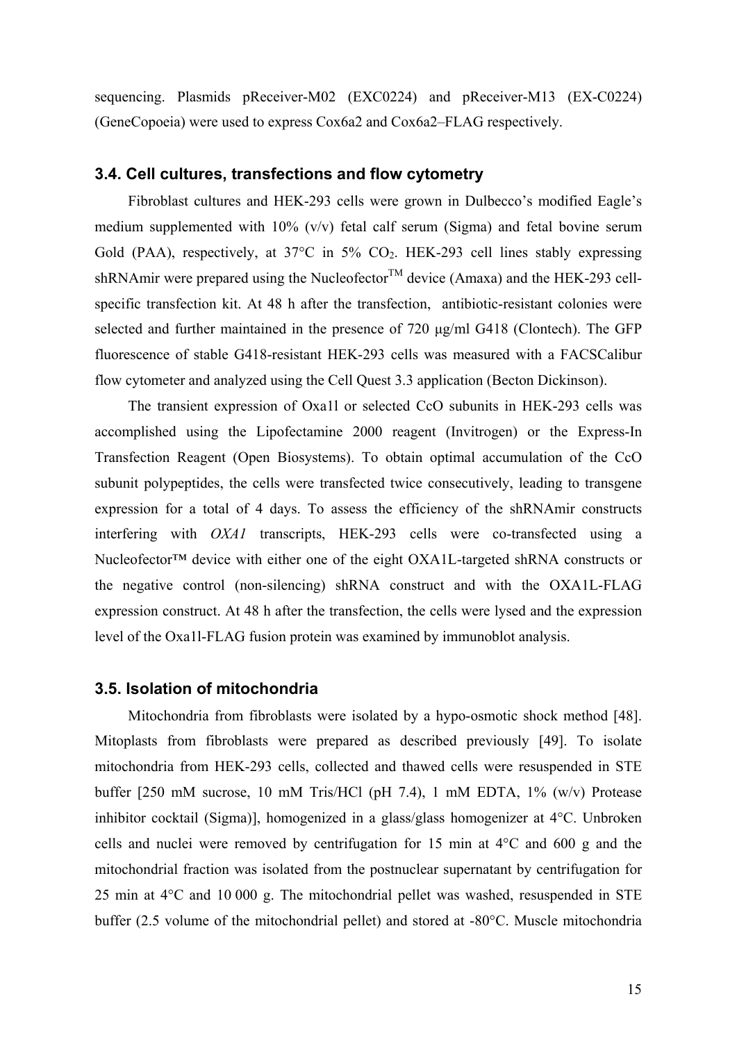sequencing. Plasmids pReceiver-M02 (EXC0224) and pReceiver-M13 (EX-C0224) (GeneCopoeia) were used to express Cox6a2 and Cox6a2–FLAG respectively.

### 3.4. Cell cultures, transfections and flow cytometry

Fibroblast cultures and HEK-293 cells were grown in Dulbecco's modified Eagle's medium supplemented with 10% (v/v) fetal calf serum (Sigma) and fetal bovine serum Gold (PAA), respectively, at 37°C in 5% $CO_2$. HEK-293 cell lines stably expressing shRNAmir were prepared using the Nucleofector™ device (Amaxa) and the HEK-293 cell-specific transfection kit. At 48 h after the transfection, antibiotic-resistant colonies were selected and further maintained in the presence of 720 μg/ml G418 (Clontech). The GFP fluorescence of stable G418-resistant HEK-293 cells was measured with a FACSCalibur flow cytometer and analyzed using the Cell Quest 3.3 application (Becton Dickinson).

The transient expression of Oxa1l or selected CcO subunits in HEK-293 cells was accomplished using the Lipofectamine 2000 reagent (Invitrogen) or the Express-In Transfection Reagent (Open Biosystems). To obtain optimal accumulation of the CcO subunit polypeptides, the cells were transfected twice consecutively, leading to transgene expression for a total of 4 days. To assess the efficiency of the shRNAmir constructs interfering with *OXA1* transcripts, HEK-293 cells were co-transfected using a Nucleofector™ device with either one of the eight OXA1L-targeted shRNA constructs or the negative control (non-silencing) shRNA construct and with the OXA1L-FLAG expression construct. At 48 h after the transfection, the cells were lysed and the expression level of the Oxa1l-FLAG fusion protein was examined by immunoblot analysis.

### 3.5. Isolation of mitochondria

Mitochondria from fibroblasts were isolated by a hypo-osmotic shock method [48]. Mitoplasts from fibroblasts were prepared as described previously [49]. To isolate mitochondria from HEK-293 cells, collected and thawed cells were resuspended in STE buffer [250 mM sucrose, 10 mM Tris/HCl (pH 7.4), 1 mM EDTA, 1% (w/v) Protease inhibitor cocktail (Sigma)], homogenized in a glass/glass homogenizer at 4°C. Unbroken cells and nuclei were removed by centrifugation for 15 min at 4°C and 600 g and the mitochondrial fraction was isolated from the postnuclear supernatant by centrifugation for 25 min at 4°C and 10 000 g. The mitochondrial pellet was washed, resuspended in STE buffer (2.5 volume of the mitochondrial pellet) and stored at -80°C. Muscle mitochondria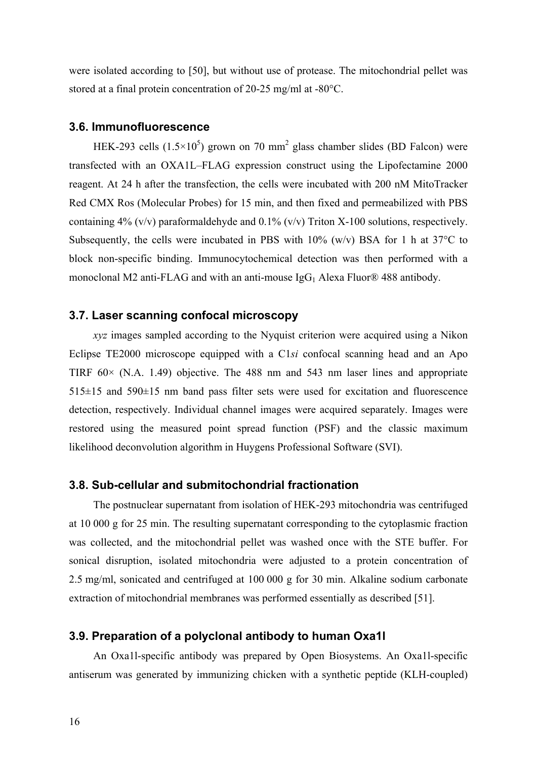were isolated according to [50], but without use of protease. The mitochondrial pellet was stored at a final protein concentration of 20-25 mg/ml at -80°C.

### 3.6. Immunofluorescence

HEK-293 cells ($1.5\times10^5$) grown on 70 mm$^2$ glass chamber slides (BD Falcon) were transfected with an OXA1L–FLAG expression construct using the Lipofectamine 2000 reagent. At 24 h after the transfection, the cells were incubated with 200 nM MitoTracker Red CMX Ros (Molecular Probes) for 15 min, and then fixed and permeabilized with PBS containing 4% (v/v) paraformaldehyde and 0.1% (v/v) Triton X-100 solutions, respectively. Subsequently, the cells were incubated in PBS with 10% (w/v) BSA for 1 h at 37°C to block non-specific binding. Immunocytochemical detection was then performed with a monoclonal M2 anti-FLAG and with an anti-mouse $IgG_1$ Alexa Fluor® 488 antibody.

### 3.7. Laser scanning confocal microscopy

*xyz* images sampled according to the Nyquist criterion were acquired using a Nikon Eclipse TE2000 microscope equipped with a C1*si* confocal scanning head and an Apo TIRF 60× (N.A. 1.49) objective. The 488 nm and 543 nm laser lines and appropriate 515±15 and 590±15 nm band pass filter sets were used for excitation and fluorescence detection, respectively. Individual channel images were acquired separately. Images were restored using the measured point spread function (PSF) and the classic maximum likelihood deconvolution algorithm in Huygens Professional Software (SVI).

### 3.8. Sub-cellular and submitochondrial fractionation

The postnuclear supernatant from isolation of HEK-293 mitochondria was centrifuged at 10 000 g for 25 min. The resulting supernatant corresponding to the cytoplasmic fraction was collected, and the mitochondrial pellet was washed once with the STE buffer. For sonical disruption, isolated mitochondria were adjusted to a protein concentration of 2.5 mg/ml, sonicated and centrifuged at 100 000 g for 30 min. Alkaline sodium carbonate extraction of mitochondrial membranes was performed essentially as described [51].

### 3.9. Preparation of a polyclonal antibody to human Oxa1l

An Oxa1l-specific antibody was prepared by Open Biosystems. An Oxa1l-specific antiserum was generated by immunizing chicken with a synthetic peptide (KLH-coupled)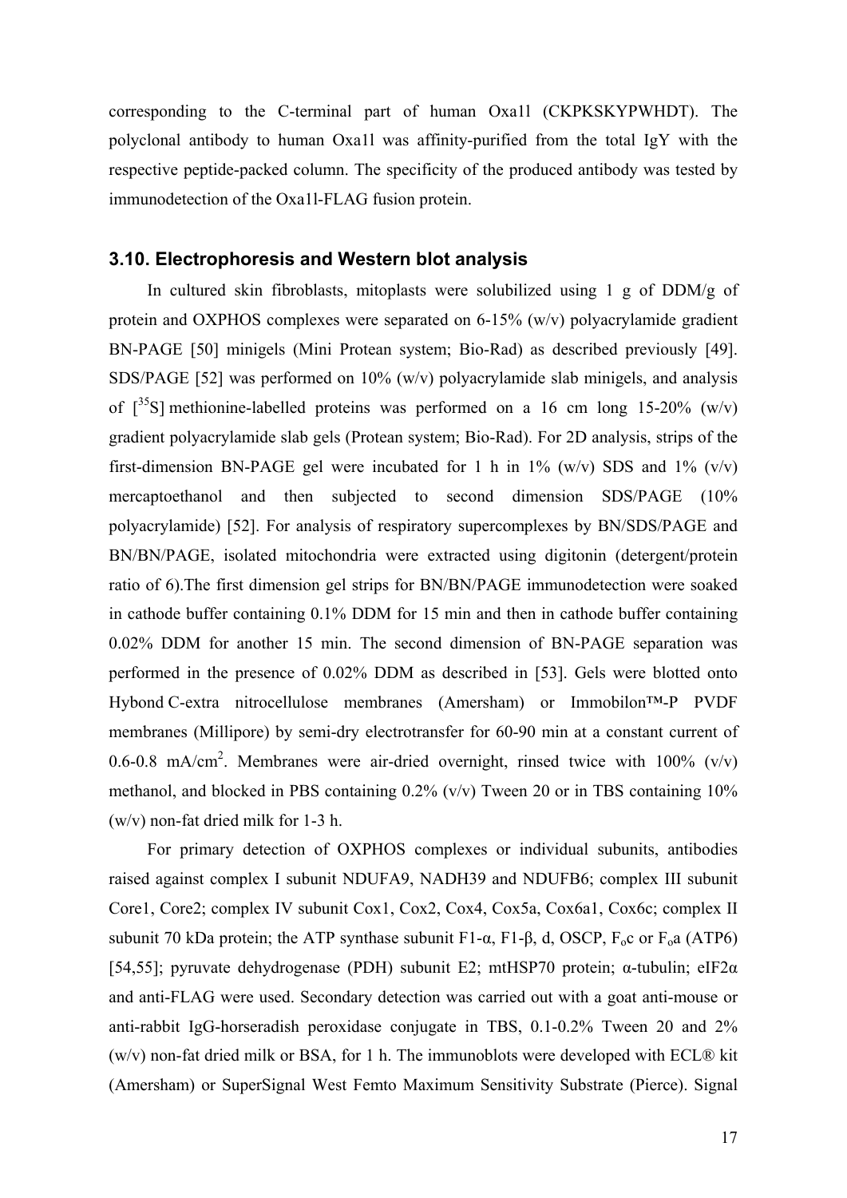corresponding to the C-terminal part of human Oxa1l (CKPKSKYPWHDT). The polyclonal antibody to human Oxa1l was affinity-purified from the total IgY with the respective peptide-packed column. The specificity of the produced antibody was tested by immunodetection of the Oxa1l-FLAG fusion protein.

### 3.10. Electrophoresis and Western blot analysis

In cultured skin fibroblasts, mitoplasts were solubilized using 1 g of DDM/g of protein and OXPHOS complexes were separated on 6-15% (w/v) polyacrylamide gradient BN-PAGE [50] minigels (Mini Protean system; Bio-Rad) as described previously [49]. SDS/PAGE [52] was performed on 10% (w/v) polyacrylamide slab minigels, and analysis of [$^{35}$S] methionine-labelled proteins was performed on a 16 cm long 15-20% (w/v) gradient polyacrylamide slab gels (Protean system; Bio-Rad). For 2D analysis, strips of the first-dimension BN-PAGE gel were incubated for 1 h in 1% (w/v) SDS and 1% (v/v) mercaptoethanol and then subjected to second dimension SDS/PAGE (10% polyacrylamide) [52]. For analysis of respiratory supercomplexes by BN/SDS/PAGE and BN/BN/PAGE, isolated mitochondria were extracted using digitonin (detergent/protein ratio of 6).The first dimension gel strips for BN/BN/PAGE immunodetection were soaked in cathode buffer containing 0.1% DDM for 15 min and then in cathode buffer containing 0.02% DDM for another 15 min. The second dimension of BN-PAGE separation was performed in the presence of 0.02% DDM as described in [53]. Gels were blotted onto Hybond C-extra nitrocellulose membranes (Amersham) or Immobilon™-P PVDF membranes (Millipore) by semi-dry electrotransfer for 60-90 min at a constant current of 0.6-0.8 mA/cm$^2$. Membranes were air-dried overnight, rinsed twice with 100% (v/v) methanol, and blocked in PBS containing 0.2% (v/v) Tween 20 or in TBS containing 10% (w/v) non-fat dried milk for 1-3 h.

For primary detection of OXPHOS complexes or individual subunits, antibodies raised against complex I subunit NDUFA9, NADH39 and NDUFB6; complex III subunit Core1, Core2; complex IV subunit Cox1, Cox2, Cox4, Cox5a, Cox6a1, Cox6c; complex II subunit 70 kDa protein; the ATP synthase subunit F1-α, F1-β, d, OSCP, $F_o$c or $F_o$a (ATP6) [54,55]; pyruvate dehydrogenase (PDH) subunit E2; mtHSP70 protein; α-tubulin; eIF2α and anti-FLAG were used. Secondary detection was carried out with a goat anti-mouse or anti-rabbit IgG-horseradish peroxidase conjugate in TBS, 0.1-0.2% Tween 20 and 2% (w/v) non-fat dried milk or BSA, for 1 h. The immunoblots were developed with ECL® kit (Amersham) or SuperSignal West Femto Maximum Sensitivity Substrate (Pierce). Signal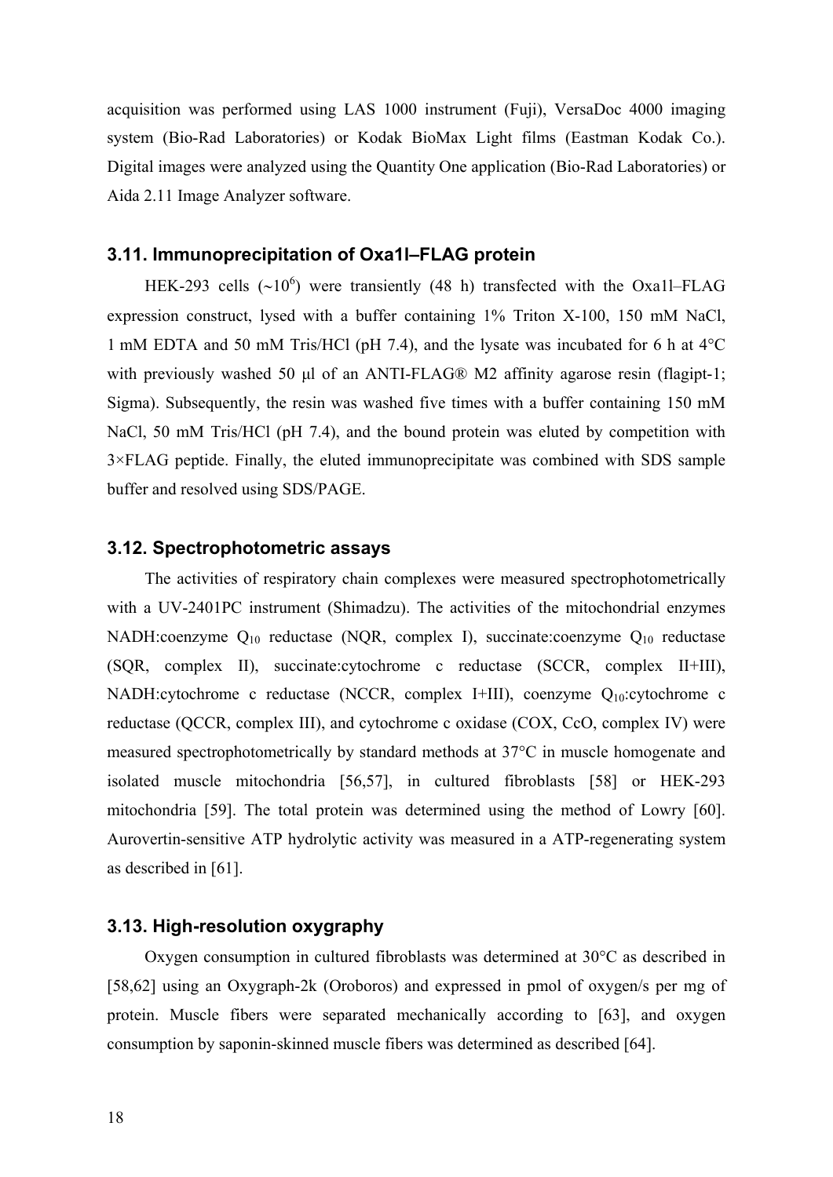acquisition was performed using LAS 1000 instrument (Fuji), VersaDoc 4000 imaging system (Bio-Rad Laboratories) or Kodak BioMax Light films (Eastman Kodak Co.). Digital images were analyzed using the Quantity One application (Bio-Rad Laboratories) or Aida 2.11 Image Analyzer software.

### 3.11. Immunoprecipitation of Oxa1l–FLAG protein

HEK-293 cells (~$10^6$) were transiently (48 h) transfected with the Oxa1l–FLAG expression construct, lysed with a buffer containing 1% Triton X-100, 150 mM NaCl, 1 mM EDTA and 50 mM Tris/HCl (pH 7.4), and the lysate was incubated for 6 h at 4°C with previously washed 50 μl of an ANTI-FLAG® M2 affinity agarose resin (flagipt-1; Sigma). Subsequently, the resin was washed five times with a buffer containing 150 mM NaCl, 50 mM Tris/HCl (pH 7.4), and the bound protein was eluted by competition with 3×FLAG peptide. Finally, the eluted immunoprecipitate was combined with SDS sample buffer and resolved using SDS/PAGE.

### 3.12. Spectrophotometric assays

The activities of respiratory chain complexes were measured spectrophotometrically with a UV-2401PC instrument (Shimadzu). The activities of the mitochondrial enzymes NADH:coenzyme $Q_{10}$ reductase (NQR, complex I), succinate:coenzyme $Q_{10}$ reductase (SQR, complex II), succinate:cytochrome c reductase (SCCR, complex II+III), NADH:cytochrome c reductase (NCCR, complex I+III), coenzyme $Q_{10}$:cytochrome c reductase (QCCR, complex III), and cytochrome c oxidase (COX, CcO, complex IV) were measured spectrophotometrically by standard methods at 37°C in muscle homogenate and isolated muscle mitochondria [56,57], in cultured fibroblasts [58] or HEK-293 mitochondria [59]. The total protein was determined using the method of Lowry [60]. Aurovertin-sensitive ATP hydrolytic activity was measured in a ATP-regenerating system as described in [61].

### 3.13. High-resolution oxygraphy

Oxygen consumption in cultured fibroblasts was determined at 30°C as described in [58,62] using an Oxygraph-2k (Oroboros) and expressed in pmol of oxygen/s per mg of protein. Muscle fibers were separated mechanically according to [63], and oxygen consumption by saponin-skinned muscle fibers was determined as described [64].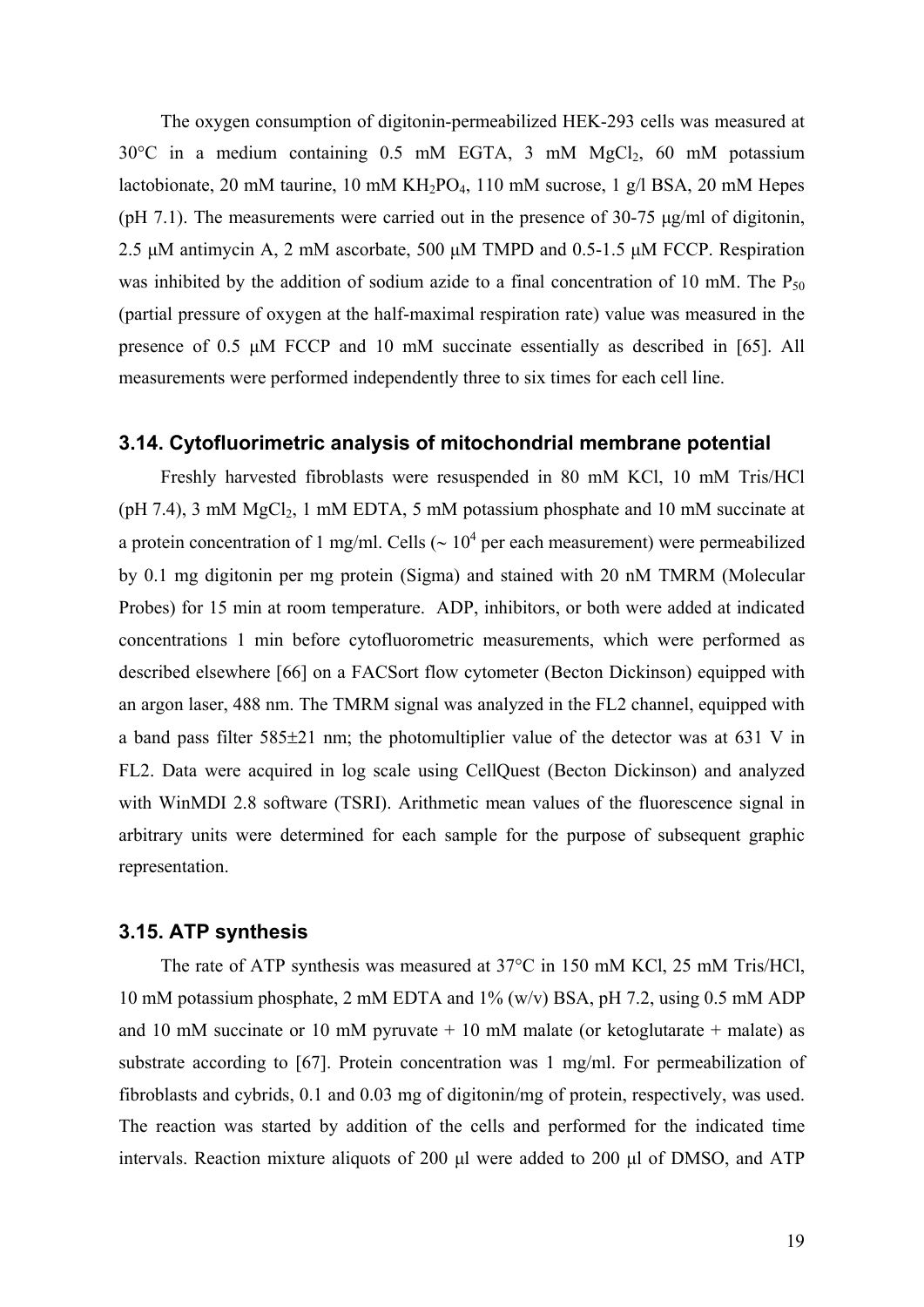The oxygen consumption of digitonin-permeabilized HEK-293 cells was measured at 30°C in a medium containing 0.5 mM EGTA, 3 mM $MgCl_2$, 60 mM potassium lactobionate, 20 mM taurine, 10 mM $KH_2PO_4$, 110 mM sucrose, 1 g/l BSA, 20 mM Hepes (pH 7.1). The measurements were carried out in the presence of 30-75 μg/ml of digitonin, 2.5 μM antimycin A, 2 mM ascorbate, 500 μM TMPD and 0.5-1.5 μM FCCP. Respiration was inhibited by the addition of sodium azide to a final concentration of 10 mM. The $P_{50}$ (partial pressure of oxygen at the half-maximal respiration rate) value was measured in the presence of 0.5 μM FCCP and 10 mM succinate essentially as described in [65]. All measurements were performed independently three to six times for each cell line.

### 3.14. Cytofluorimetric analysis of mitochondrial membrane potential

Freshly harvested fibroblasts were resuspended in 80 mM KCl, 10 mM Tris/HCl (pH 7.4), 3 mM $MgCl_2$, 1 mM EDTA, 5 mM potassium phosphate and 10 mM succinate at a protein concentration of 1 mg/ml. Cells (~ $10^4$ per each measurement) were permeabilized by 0.1 mg digitonin per mg protein (Sigma) and stained with 20 nM TMRM (Molecular Probes) for 15 min at room temperature. ADP, inhibitors, or both were added at indicated concentrations 1 min before cytofluorometric measurements, which were performed as described elsewhere [66] on a FACSort flow cytometer (Becton Dickinson) equipped with an argon laser, 488 nm. The TMRM signal was analyzed in the FL2 channel, equipped with a band pass filter 585±21 nm; the photomultiplier value of the detector was at 631 V in FL2. Data were acquired in log scale using CellQuest (Becton Dickinson) and analyzed with WinMDI 2.8 software (TSRI). Arithmetic mean values of the fluorescence signal in arbitrary units were determined for each sample for the purpose of subsequent graphic representation.

### 3.15. ATP synthesis

The rate of ATP synthesis was measured at 37°C in 150 mM KCl, 25 mM Tris/HCl, 10 mM potassium phosphate, 2 mM EDTA and 1% (w/v) BSA, pH 7.2, using 0.5 mM ADP and 10 mM succinate or 10 mM pyruvate + 10 mM malate (or ketoglutarate + malate) as substrate according to [67]. Protein concentration was 1 mg/ml. For permeabilization of fibroblasts and cybrids, 0.1 and 0.03 mg of digitonin/mg of protein, respectively, was used. The reaction was started by addition of the cells and performed for the indicated time intervals. Reaction mixture aliquots of 200 μl were added to 200 μl of DMSO, and ATP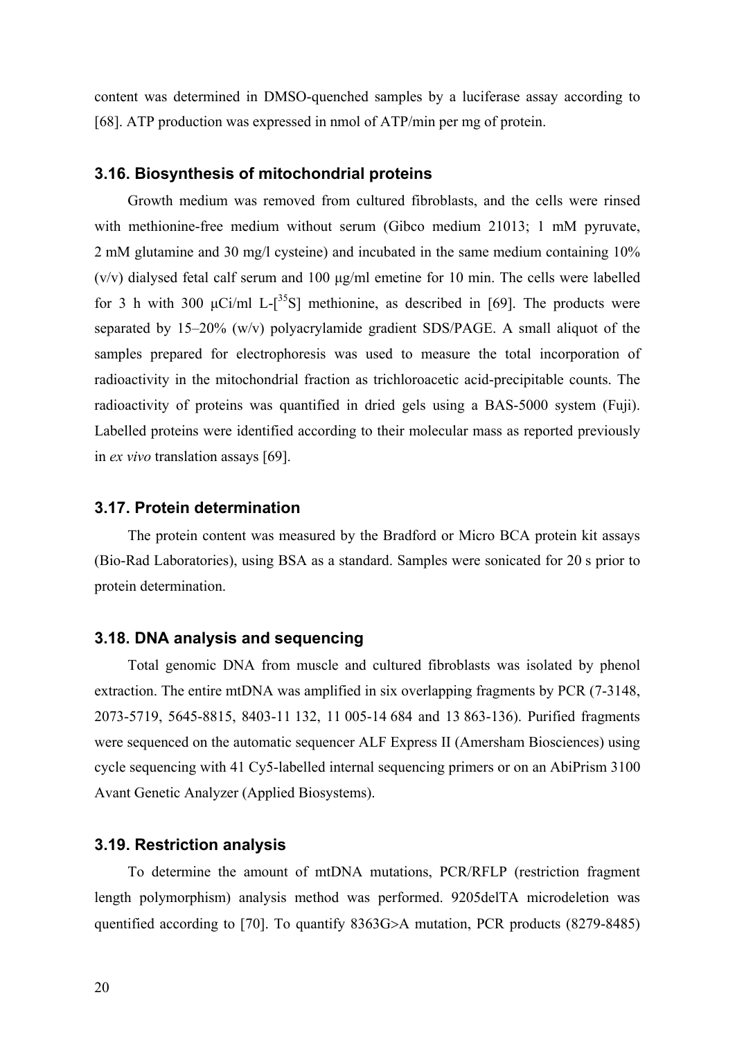content was determined in DMSO-quenched samples by a luciferase assay according to [68]. ATP production was expressed in nmol of ATP/min per mg of protein.

### 3.16. Biosynthesis of mitochondrial proteins

Growth medium was removed from cultured fibroblasts, and the cells were rinsed with methionine-free medium without serum (Gibco medium 21013; 1 mM pyruvate, 2 mM glutamine and 30 mg/l cysteine) and incubated in the same medium containing 10% (v/v) dialysed fetal calf serum and 100 μg/ml emetine for 10 min. The cells were labelled for 3 h with 300 μCi/ml L-[$^{35}$S] methionine, as described in [69]. The products were separated by 15–20% (w/v) polyacrylamide gradient SDS/PAGE. A small aliquot of the samples prepared for electrophoresis was used to measure the total incorporation of radioactivity in the mitochondrial fraction as trichloroacetic acid-precipitable counts. The radioactivity of proteins was quantified in dried gels using a BAS-5000 system (Fuji). Labelled proteins were identified according to their molecular mass as reported previously in *ex vivo* translation assays [69].

### 3.17. Protein determination

The protein content was measured by the Bradford or Micro BCA protein kit assays (Bio-Rad Laboratories), using BSA as a standard. Samples were sonicated for 20 s prior to protein determination.

### 3.18. DNA analysis and sequencing

Total genomic DNA from muscle and cultured fibroblasts was isolated by phenol extraction. The entire mtDNA was amplified in six overlapping fragments by PCR (7-3148, 2073-5719, 5645-8815, 8403-11 132, 11 005-14 684 and 13 863-136). Purified fragments were sequenced on the automatic sequencer ALF Express II (Amersham Biosciences) using cycle sequencing with 41 Cy5-labelled internal sequencing primers or on an AbiPrism 3100 Avant Genetic Analyzer (Applied Biosystems).

### 3.19. Restriction analysis

To determine the amount of mtDNA mutations, PCR/RFLP (restriction fragment length polymorphism) analysis method was performed. 9205delTA microdeletion was quentified according to [70]. To quantify 8363G>A mutation, PCR products (8279-8485)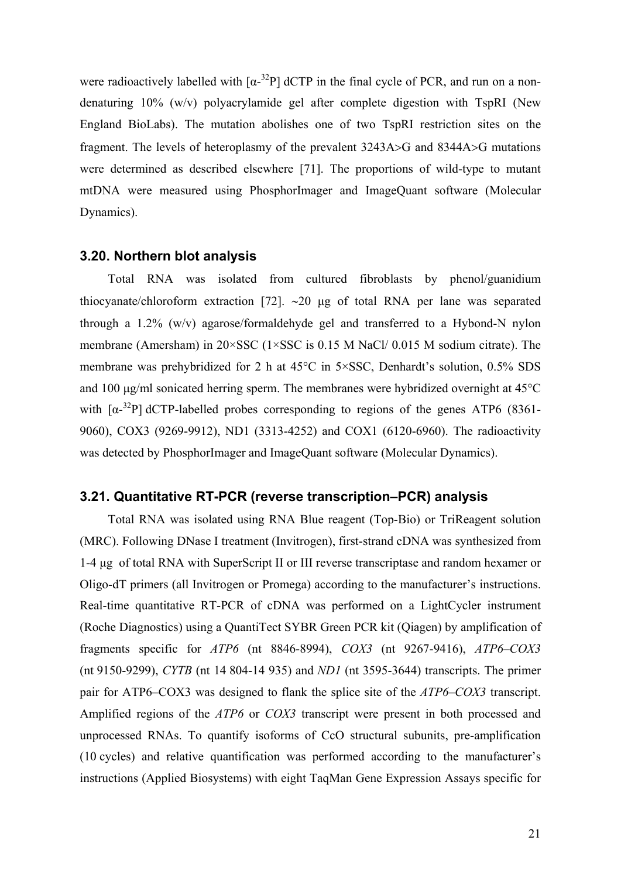were radioactively labelled with [α-$^{32}$P] dCTP in the final cycle of PCR, and run on a non-denaturing 10% (w/v) polyacrylamide gel after complete digestion with TspRI (New England BioLabs). The mutation abolishes one of two TspRI restriction sites on the fragment. The levels of heteroplasmy of the prevalent 3243A>G and 8344A>G mutations were determined as described elsewhere [71]. The proportions of wild-type to mutant mtDNA were measured using PhosphorImager and ImageQuant software (Molecular Dynamics).

### 3.20. Northern blot analysis

Total RNA was isolated from cultured fibroblasts by phenol/guanidium thiocyanate/chloroform extraction [72]. ∼20 µg of total RNA per lane was separated through a 1.2% (w/v) agarose/formaldehyde gel and transferred to a Hybond-N nylon membrane (Amersham) in 20×SSC (1×SSC is 0.15 M NaCl/ 0.015 M sodium citrate). The membrane was prehybridized for 2 h at 45°C in 5×SSC, Denhardt's solution, 0.5% SDS and 100 µg/ml sonicated herring sperm. The membranes were hybridized overnight at 45°C with [α-$^{32}$P] dCTP-labelled probes corresponding to regions of the genes ATP6 (8361-9060), COX3 (9269-9912), ND1 (3313-4252) and COX1 (6120-6960). The radioactivity was detected by PhosphorImager and ImageQuant software (Molecular Dynamics).

### 3.21. Quantitative RT-PCR (reverse transcription–PCR) analysis

Total RNA was isolated using RNA Blue reagent (Top-Bio) or TriReagent solution (MRC). Following DNase I treatment (Invitrogen), first-strand cDNA was synthesized from 1-4 µg of total RNA with SuperScript II or III reverse transcriptase and random hexamer or Oligo-dT primers (all Invitrogen or Promega) according to the manufacturer's instructions. Real-time quantitative RT-PCR of cDNA was performed on a LightCycler instrument (Roche Diagnostics) using a QuantiTect SYBR Green PCR kit (Qiagen) by amplification of fragments specific for *ATP6* (nt 8846-8994), *COX3* (nt 9267-9416), *ATP6–COX3* (nt 9150-9299), *CYTB* (nt 14 804-14 935) and *ND1* (nt 3595-3644) transcripts. The primer pair for ATP6–COX3 was designed to flank the splice site of the *ATP6–COX3* transcript. Amplified regions of the *ATP6* or *COX3* transcript were present in both processed and unprocessed RNAs. To quantify isoforms of CcO structural subunits, pre-amplification (10 cycles) and relative quantification was performed according to the manufacturer's instructions (Applied Biosystems) with eight TaqMan Gene Expression Assays specific for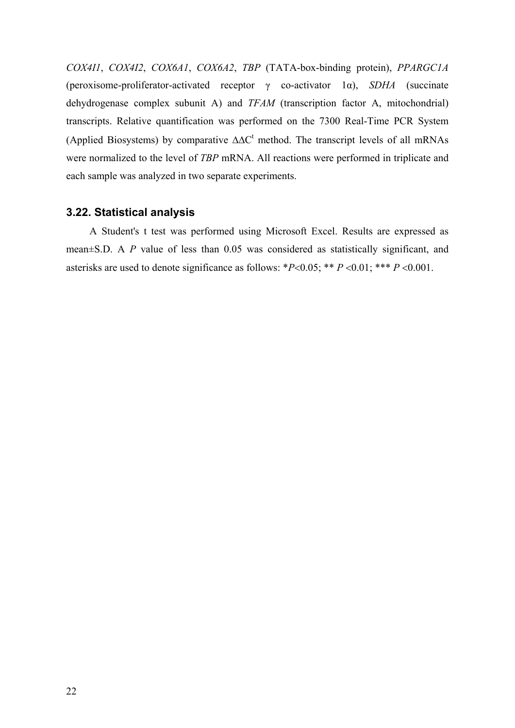*COX4I1*, *COX4I2*, *COX6A1*, *COX6A2*, *TBP* (TATA-box-binding protein), *PPARGC1A* (peroxisome-proliferator-activated receptor γ co-activator 1α), *SDHA* (succinate dehydrogenase complex subunit A) and *TFAM* (transcription factor A, mitochondrial) transcripts. Relative quantification was performed on the 7300 Real-Time PCR System (Applied Biosystems) by comparative $\Delta\Delta C^t$ method. The transcript levels of all mRNAs were normalized to the level of *TBP* mRNA. All reactions were performed in triplicate and each sample was analyzed in two separate experiments.

### 3.22. Statistical analysis

A Student's t test was performed using Microsoft Excel. Results are expressed as mean±S.D. A $P$ value of less than 0.05 was considered as statistically significant, and asterisks are used to denote significance as follows: *$P<0.05$; ** $P<0.01$; *** $P<0.001$.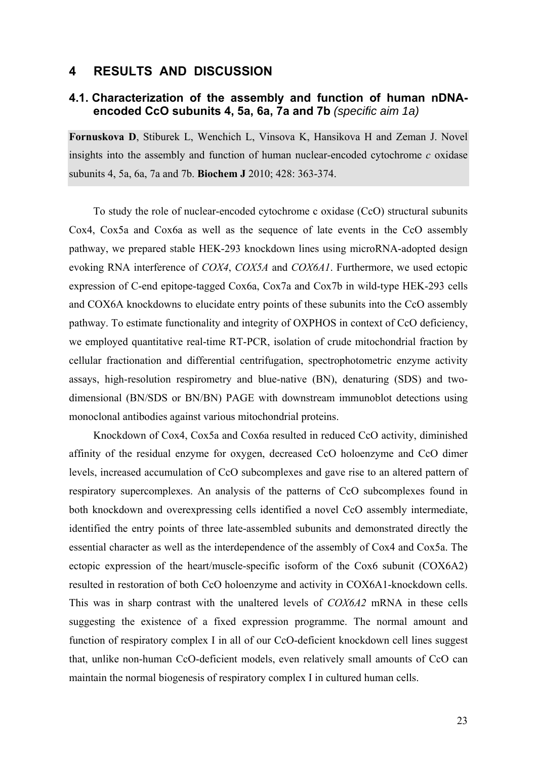# 4 RESULTS AND DISCUSSION

## 4.1. Characterization of the assembly and function of human nDNA-encoded CcO subunits 4, 5a, 6a, 7a and 7b *(specific aim 1a)*

**Fornuskova D**, Stiburek L, Wenchich L, Vinsova K, Hansikova H and Zeman J. Novel insights into the assembly and function of human nuclear-encoded cytochrome *c* oxidase subunits 4, 5a, 6a, 7a and 7b. **Biochem J** 2010; 428: 363-374.

To study the role of nuclear-encoded cytochrome c oxidase (CcO) structural subunits Cox4, Cox5a and Cox6a as well as the sequence of late events in the CcO assembly pathway, we prepared stable HEK-293 knockdown lines using microRNA-adopted design evoking RNA interference of *COX4*, *COX5A* and *COX6A1*. Furthermore, we used ectopic expression of C-end epitope-tagged Cox6a, Cox7a and Cox7b in wild-type HEK-293 cells and COX6A knockdowns to elucidate entry points of these subunits into the CcO assembly pathway. To estimate functionality and integrity of OXPHOS in context of CcO deficiency, we employed quantitative real-time RT-PCR, isolation of crude mitochondrial fraction by cellular fractionation and differential centrifugation, spectrophotometric enzyme activity assays, high-resolution respirometry and blue-native (BN), denaturing (SDS) and two-dimensional (BN/SDS or BN/BN) PAGE with downstream immunoblot detections using monoclonal antibodies against various mitochondrial proteins.

Knockdown of Cox4, Cox5a and Cox6a resulted in reduced CcO activity, diminished affinity of the residual enzyme for oxygen, decreased CcO holoenzyme and CcO dimer levels, increased accumulation of CcO subcomplexes and gave rise to an altered pattern of respiratory supercomplexes. An analysis of the patterns of CcO subcomplexes found in both knockdown and overexpressing cells identified a novel CcO assembly intermediate, identified the entry points of three late-assembled subunits and demonstrated directly the essential character as well as the interdependence of the assembly of Cox4 and Cox5a. The ectopic expression of the heart/muscle-specific isoform of the Cox6 subunit (COX6A2) resulted in restoration of both CcO holoenzyme and activity in COX6A1-knockdown cells. This was in sharp contrast with the unaltered levels of *COX6A2* mRNA in these cells suggesting the existence of a fixed expression programme. The normal amount and function of respiratory complex I in all of our CcO-deficient knockdown cell lines suggest that, unlike non-human CcO-deficient models, even relatively small amounts of CcO can maintain the normal biogenesis of respiratory complex I in cultured human cells.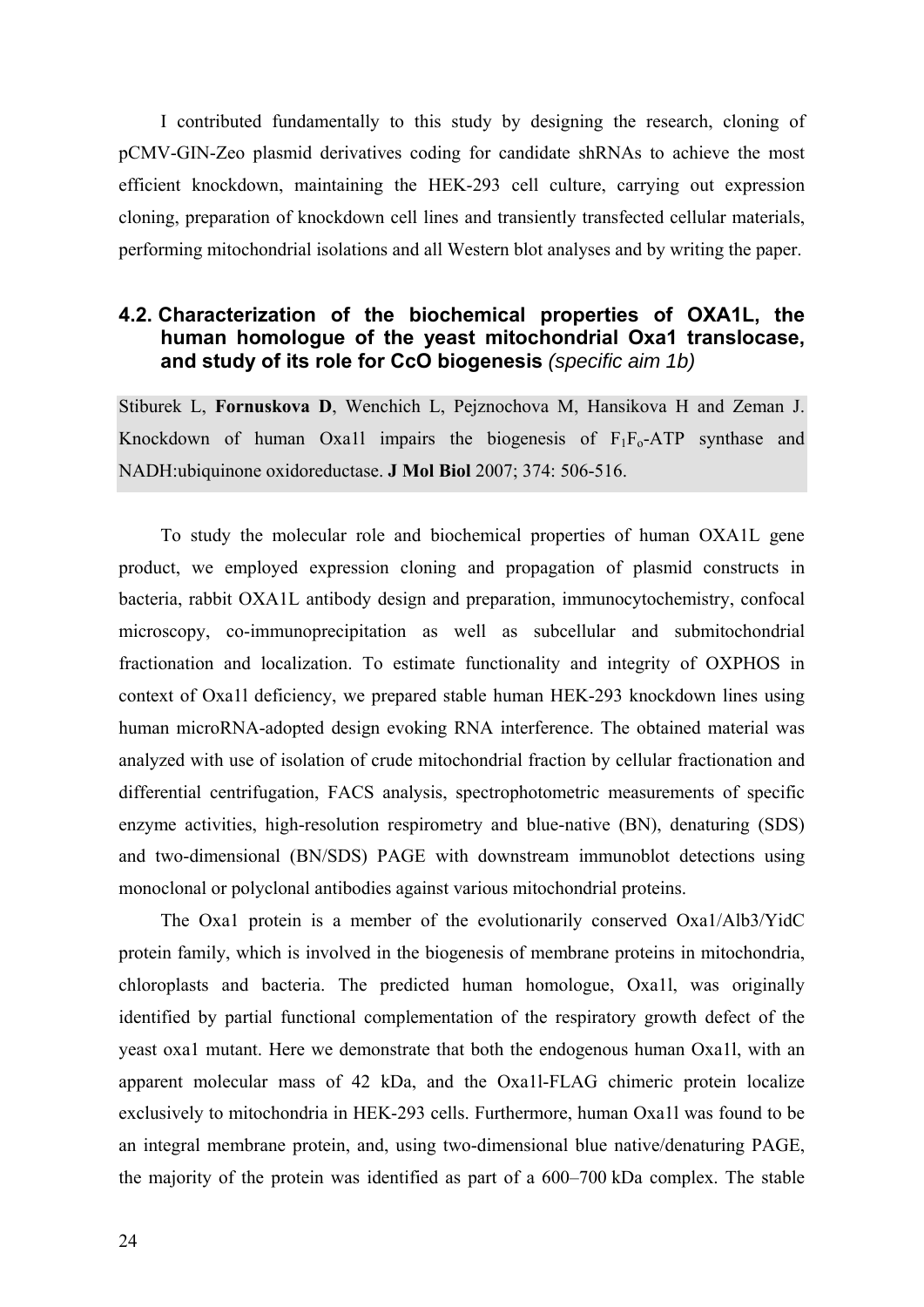I contributed fundamentally to this study by designing the research, cloning of pCMV-GIN-Zeo plasmid derivatives coding for candidate shRNAs to achieve the most efficient knockdown, maintaining the HEK-293 cell culture, carrying out expression cloning, preparation of knockdown cell lines and transiently transfected cellular materials, performing mitochondrial isolations and all Western blot analyses and by writing the paper.

## 4.2. Characterization of the biochemical properties of OXA1L, the human homologue of the yeast mitochondrial Oxa1 translocase, and study of its role for CcO biogenesis *(specific aim 1b)*

Stiburek L, **Fornuskova D**, Wenchich L, Pejznochova M, Hansikova H and Zeman J. Knockdown of human Oxa1l impairs the biogenesis of $F_1F_o$-ATP synthase and NADH:ubiquinone oxidoreductase. **J Mol Biol** 2007; 374: 506-516.

To study the molecular role and biochemical properties of human OXA1L gene product, we employed expression cloning and propagation of plasmid constructs in bacteria, rabbit OXA1L antibody design and preparation, immunocytochemistry, confocal microscopy, co-immunoprecipitation as well as subcellular and submitochondrial fractionation and localization. To estimate functionality and integrity of OXPHOS in context of Oxa1l deficiency, we prepared stable human HEK-293 knockdown lines using human microRNA-adopted design evoking RNA interference. The obtained material was analyzed with use of isolation of crude mitochondrial fraction by cellular fractionation and differential centrifugation, FACS analysis, spectrophotometric measurements of specific enzyme activities, high-resolution respirometry and blue-native (BN), denaturing (SDS) and two-dimensional (BN/SDS) PAGE with downstream immunoblot detections using monoclonal or polyclonal antibodies against various mitochondrial proteins.

The Oxa1 protein is a member of the evolutionarily conserved Oxa1/Alb3/YidC protein family, which is involved in the biogenesis of membrane proteins in mitochondria, chloroplasts and bacteria. The predicted human homologue, Oxa1l, was originally identified by partial functional complementation of the respiratory growth defect of the yeast oxa1 mutant. Here we demonstrate that both the endogenous human Oxa1l, with an apparent molecular mass of 42 kDa, and the Oxa1l-FLAG chimeric protein localize exclusively to mitochondria in HEK-293 cells. Furthermore, human Oxa1l was found to be an integral membrane protein, and, using two-dimensional blue native/denaturing PAGE, the majority of the protein was identified as part of a 600–700 kDa complex. The stable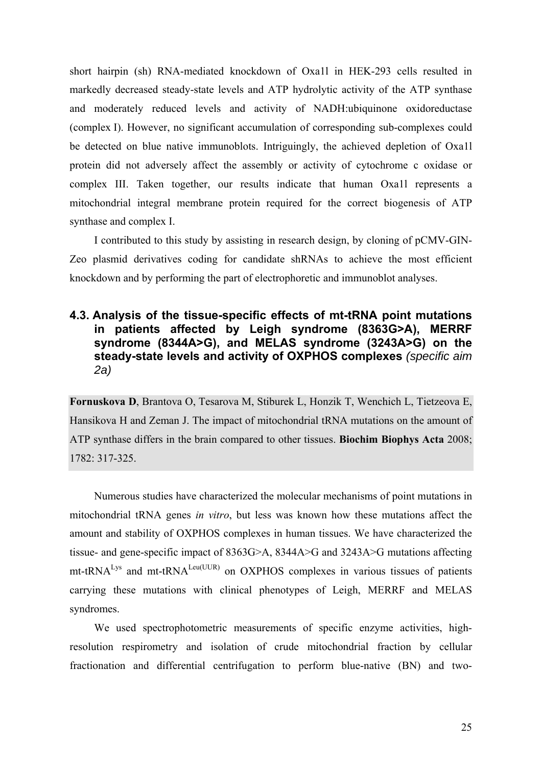short hairpin (sh) RNA-mediated knockdown of Oxa1l in HEK-293 cells resulted in markedly decreased steady-state levels and ATP hydrolytic activity of the ATP synthase and moderately reduced levels and activity of NADH:ubiquinone oxidoreductase (complex I). However, no significant accumulation of corresponding sub-complexes could be detected on blue native immunoblots. Intriguingly, the achieved depletion of Oxa1l protein did not adversely affect the assembly or activity of cytochrome c oxidase or complex III. Taken together, our results indicate that human Oxa1l represents a mitochondrial integral membrane protein required for the correct biogenesis of ATP synthase and complex I.

I contributed to this study by assisting in research design, by cloning of pCMV-GIN-Zeo plasmid derivatives coding for candidate shRNAs to achieve the most efficient knockdown and by performing the part of electrophoretic and immunoblot analyses.

## 4.3. Analysis of the tissue-specific effects of mt-tRNA point mutations in patients affected by Leigh syndrome (8363G>A), MERRF syndrome (8344A>G), and MELAS syndrome (3243A>G) on the steady-state levels and activity of OXPHOS complexes *(specific aim 2a)*

**Fornuskova D**, Brantova O, Tesarova M, Stiburek L, Honzik T, Wenchich L, Tietzeova E, Hansikova H and Zeman J. The impact of mitochondrial tRNA mutations on the amount of ATP synthase differs in the brain compared to other tissues. **Biochim Biophys Acta** 2008; 1782: 317-325.

Numerous studies have characterized the molecular mechanisms of point mutations in mitochondrial tRNA genes *in vitro*, but less was known how these mutations affect the amount and stability of OXPHOS complexes in human tissues. We have characterized the tissue- and gene-specific impact of 8363G>A, 8344A>G and 3243A>G mutations affecting mt-tRNA$^{Lys}$ and mt-tRNA$^{Leu(UUR)}$ on OXPHOS complexes in various tissues of patients carrying these mutations with clinical phenotypes of Leigh, MERRF and MELAS syndromes.

We used spectrophotometric measurements of specific enzyme activities, high-resolution respirometry and isolation of crude mitochondrial fraction by cellular fractionation and differential centrifugation to perform blue-native (BN) and two-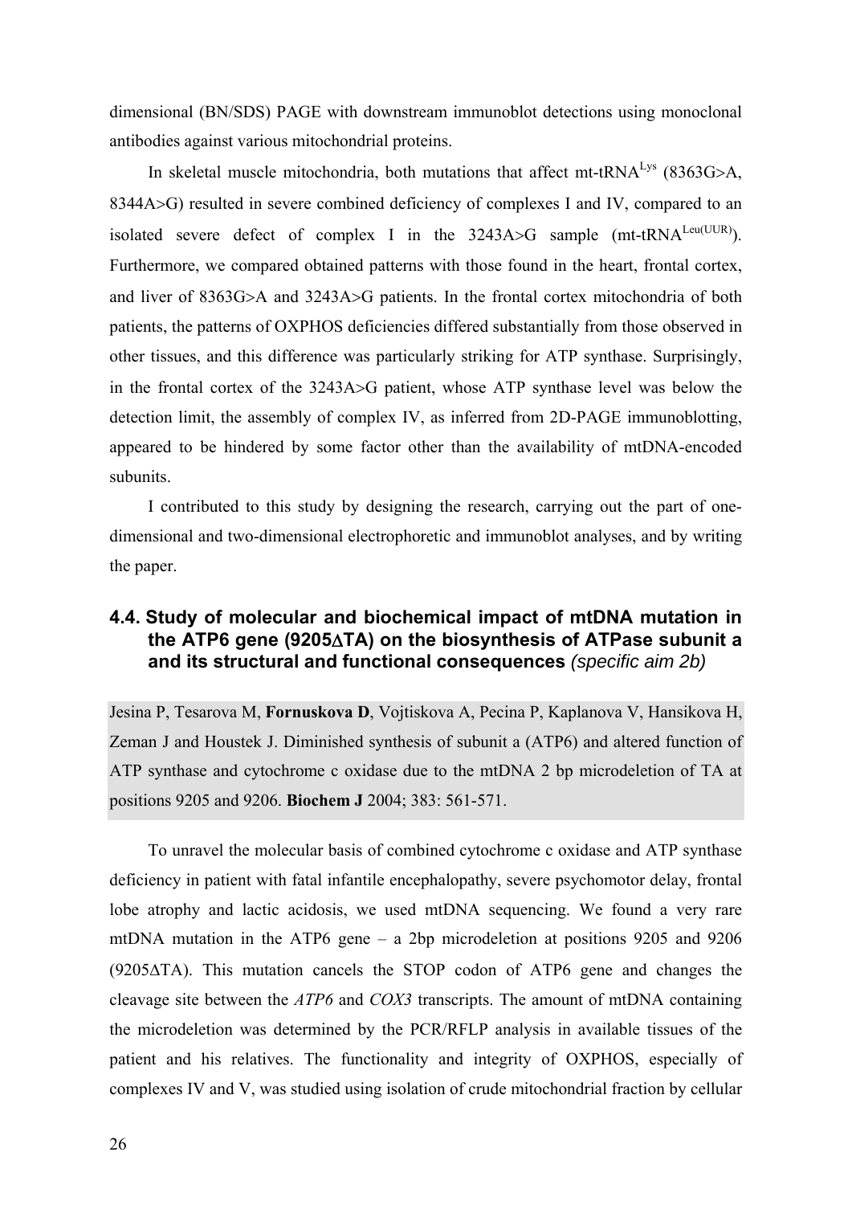dimensional (BN/SDS) PAGE with downstream immunoblot detections using monoclonal antibodies against various mitochondrial proteins.

In skeletal muscle mitochondria, both mutations that affect mt-tRNA$^{Lys}$ (8363G>A, 8344A>G) resulted in severe combined deficiency of complexes I and IV, compared to an isolated severe defect of complex I in the 3243A>G sample (mt-tRNA$^{Leu(UUR)}$). Furthermore, we compared obtained patterns with those found in the heart, frontal cortex, and liver of 8363G>A and 3243A>G patients. In the frontal cortex mitochondria of both patients, the patterns of OXPHOS deficiencies differed substantially from those observed in other tissues, and this difference was particularly striking for ATP synthase. Surprisingly, in the frontal cortex of the 3243A>G patient, whose ATP synthase level was below the detection limit, the assembly of complex IV, as inferred from 2D-PAGE immunoblotting, appeared to be hindered by some factor other than the availability of mtDNA-encoded subunits.

I contributed to this study by designing the research, carrying out the part of one-dimensional and two-dimensional electrophoretic and immunoblot analyses, and by writing the paper.

### 4.4. Study of molecular and biochemical impact of mtDNA mutation in the ATP6 gene (9205ΔTA) on the biosynthesis of ATPase subunit a and its structural and functional consequences *(specific aim 2b)*

Jesina P, Tesarova M, **Fornuskova D**, Vojtiskova A, Pecina P, Kaplanova V, Hansikova H, Zeman J and Houstek J. Diminished synthesis of subunit a (ATP6) and altered function of ATP synthase and cytochrome c oxidase due to the mtDNA 2 bp microdeletion of TA at positions 9205 and 9206. **Biochem J** 2004; 383: 561-571.

To unravel the molecular basis of combined cytochrome c oxidase and ATP synthase deficiency in patient with fatal infantile encephalopathy, severe psychomotor delay, frontal lobe atrophy and lactic acidosis, we used mtDNA sequencing. We found a very rare mtDNA mutation in the ATP6 gene – a 2bp microdeletion at positions 9205 and 9206 (9205ΔTA). This mutation cancels the STOP codon of ATP6 gene and changes the cleavage site between the *ATP6* and *COX3* transcripts. The amount of mtDNA containing the microdeletion was determined by the PCR/RFLP analysis in available tissues of the patient and his relatives. The functionality and integrity of OXPHOS, especially of complexes IV and V, was studied using isolation of crude mitochondrial fraction by cellular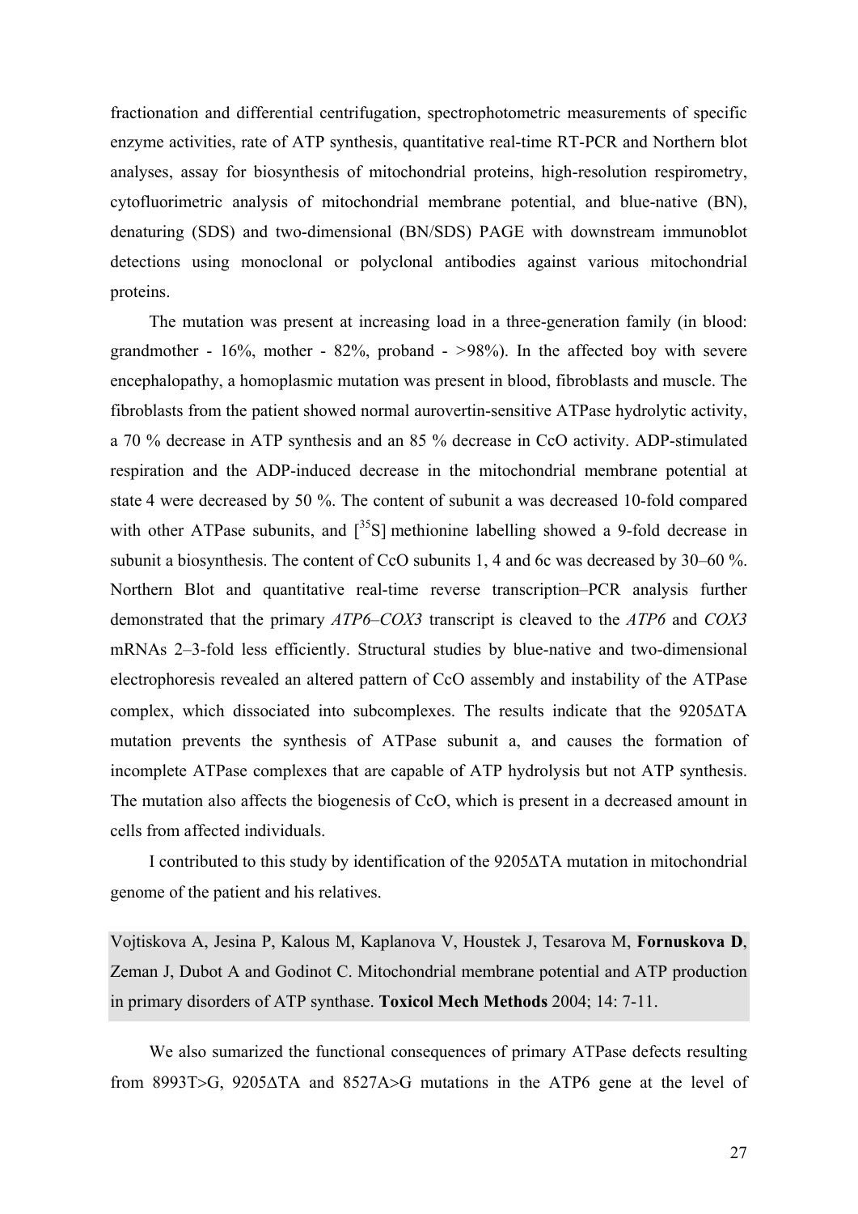fractionation and differential centrifugation, spectrophotometric measurements of specific enzyme activities, rate of ATP synthesis, quantitative real-time RT-PCR and Northern blot analyses, assay for biosynthesis of mitochondrial proteins, high-resolution respirometry, cytofluorimetric analysis of mitochondrial membrane potential, and blue-native (BN), denaturing (SDS) and two-dimensional (BN/SDS) PAGE with downstream immunoblot detections using monoclonal or polyclonal antibodies against various mitochondrial proteins.

The mutation was present at increasing load in a three-generation family (in blood: grandmother - 16%, mother - 82%, proband - >98%). In the affected boy with severe encephalopathy, a homoplasmic mutation was present in blood, fibroblasts and muscle. The fibroblasts from the patient showed normal aurovertin-sensitive ATPase hydrolytic activity, a 70 % decrease in ATP synthesis and an 85 % decrease in CcO activity. ADP-stimulated respiration and the ADP-induced decrease in the mitochondrial membrane potential at state 4 were decreased by 50 %. The content of subunit a was decreased 10-fold compared with other ATPase subunits, and [$^{35}$S] methionine labelling showed a 9-fold decrease in subunit a biosynthesis. The content of CcO subunits 1, 4 and 6c was decreased by 30–60 %. Northern Blot and quantitative real-time reverse transcription–PCR analysis further demonstrated that the primary *ATP6–COX3* transcript is cleaved to the *ATP6* and *COX3* mRNAs 2–3-fold less efficiently. Structural studies by blue-native and two-dimensional electrophoresis revealed an altered pattern of CcO assembly and instability of the ATPase complex, which dissociated into subcomplexes. The results indicate that the 9205ΔTA mutation prevents the synthesis of ATPase subunit a, and causes the formation of incomplete ATPase complexes that are capable of ATP hydrolysis but not ATP synthesis. The mutation also affects the biogenesis of CcO, which is present in a decreased amount in cells from affected individuals.

I contributed to this study by identification of the 9205ΔTA mutation in mitochondrial genome of the patient and his relatives.

Vojtiskova A, Jesina P, Kalous M, Kaplanova V, Houstek J, Tesarova M, **Fornuskova D**, Zeman J, Dubot A and Godinot C. Mitochondrial membrane potential and ATP production in primary disorders of ATP synthase. **Toxicol Mech Methods** 2004; 14: 7-11.

We also sumarized the functional consequences of primary ATPase defects resulting from 8993T>G, 9205ΔTA and 8527A>G mutations in the ATP6 gene at the level of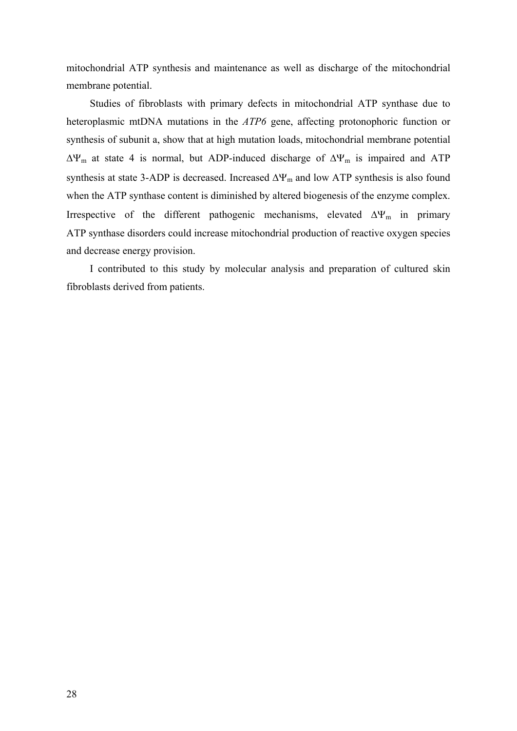mitochondrial ATP synthesis and maintenance as well as discharge of the mitochondrial membrane potential.

Studies of fibroblasts with primary defects in mitochondrial ATP synthase due to heteroplasmic mtDNA mutations in the *ATP6* gene, affecting protonophoric function or synthesis of subunit a, show that at high mutation loads, mitochondrial membrane potential $\Delta\Psi_m$ at state 4 is normal, but ADP-induced discharge of $\Delta\Psi_m$ is impaired and ATP synthesis at state 3-ADP is decreased. Increased $\Delta\Psi_m$ and low ATP synthesis is also found when the ATP synthase content is diminished by altered biogenesis of the enzyme complex. Irrespective of the different pathogenic mechanisms, elevated $\Delta\Psi_m$ in primary ATP synthase disorders could increase mitochondrial production of reactive oxygen species and decrease energy provision.

I contributed to this study by molecular analysis and preparation of cultured skin fibroblasts derived from patients.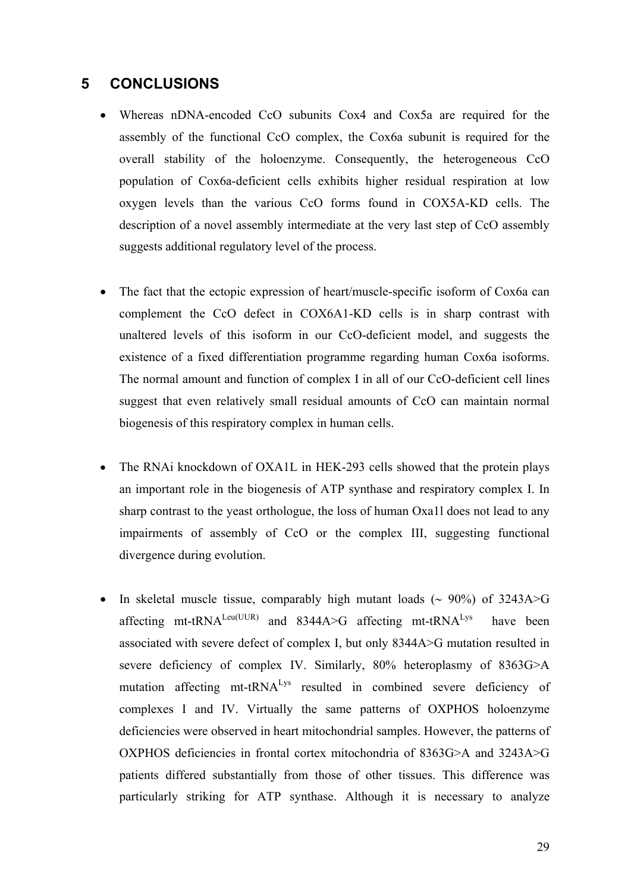## 5 CONCLUSIONS

- Whereas nDNA-encoded CcO subunits Cox4 and Cox5a are required for the assembly of the functional CcO complex, the Cox6a subunit is required for the overall stability of the holoenzyme. Consequently, the heterogeneous CcO population of Cox6a-deficient cells exhibits higher residual respiration at low oxygen levels than the various CcO forms found in COX5A-KD cells. The description of a novel assembly intermediate at the very last step of CcO assembly suggests additional regulatory level of the process.

- The fact that the ectopic expression of heart/muscle-specific isoform of Cox6a can complement the CcO defect in COX6A1-KD cells is in sharp contrast with unaltered levels of this isoform in our CcO-deficient model, and suggests the existence of a fixed differentiation programme regarding human Cox6a isoforms. The normal amount and function of complex I in all of our CcO-deficient cell lines suggest that even relatively small residual amounts of CcO can maintain normal biogenesis of this respiratory complex in human cells.

- The RNAi knockdown of OXA1L in HEK-293 cells showed that the protein plays an important role in the biogenesis of ATP synthase and respiratory complex I. In sharp contrast to the yeast orthologue, the loss of human Oxa1l does not lead to any impairments of assembly of CcO or the complex III, suggesting functional divergence during evolution.

- In skeletal muscle tissue, comparably high mutant loads (~ 90%) of 3243A>G affecting mt-tRNA$^{Leu(UUR)}$ and 8344A>G affecting mt-tRNA$^{Lys}$ have been associated with severe defect of complex I, but only 8344A>G mutation resulted in severe deficiency of complex IV. Similarly, 80% heteroplasmy of 8363G>A mutation affecting mt-tRNA$^{Lys}$ resulted in combined severe deficiency of complexes I and IV. Virtually the same patterns of OXPHOS holoenzyme deficiencies were observed in heart mitochondrial samples. However, the patterns of OXPHOS deficiencies in frontal cortex mitochondria of 8363G>A and 3243A>G patients differed substantially from those of other tissues. This difference was particularly striking for ATP synthase. Although it is necessary to analyze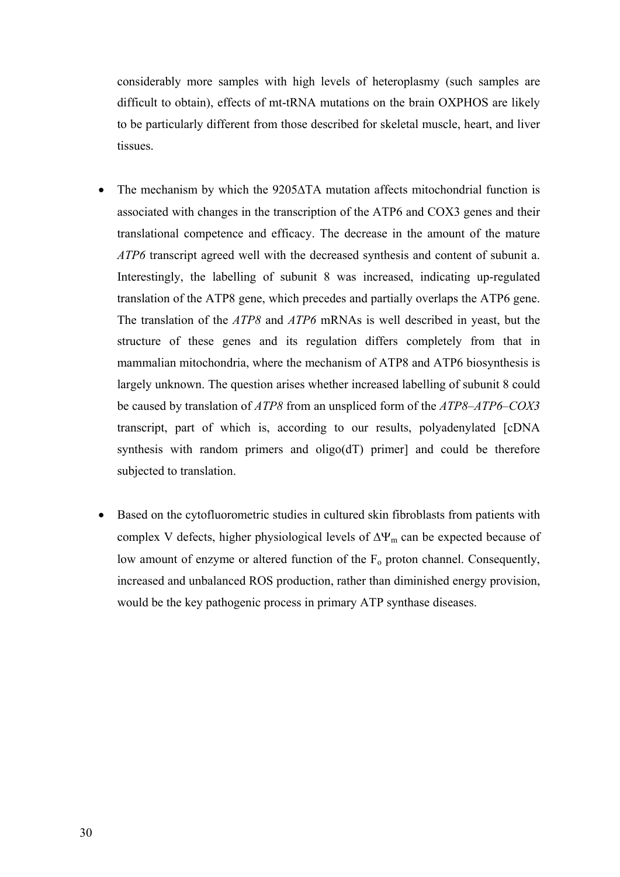considerably more samples with high levels of heteroplasmy (such samples are difficult to obtain), effects of mt-tRNA mutations on the brain OXPHOS are likely to be particularly different from those described for skeletal muscle, heart, and liver tissues.

- The mechanism by which the 9205ΔTA mutation affects mitochondrial function is associated with changes in the transcription of the ATP6 and COX3 genes and their translational competence and efficacy. The decrease in the amount of the mature *ATP6* transcript agreed well with the decreased synthesis and content of subunit a. Interestingly, the labelling of subunit 8 was increased, indicating up-regulated translation of the ATP8 gene, which precedes and partially overlaps the ATP6 gene. The translation of the *ATP8* and *ATP6* mRNAs is well described in yeast, but the structure of these genes and its regulation differs completely from that in mammalian mitochondria, where the mechanism of ATP8 and ATP6 biosynthesis is largely unknown. The question arises whether increased labelling of subunit 8 could be caused by translation of *ATP8* from an unspliced form of the *ATP8–ATP6–COX3* transcript, part of which is, according to our results, polyadenylated [cDNA synthesis with random primers and oligo(dT) primer] and could be therefore subjected to translation.

- Based on the cytofluorometric studies in cultured skin fibroblasts from patients with complex V defects, higher physiological levels of $\Delta\Psi_m$ can be expected because of low amount of enzyme or altered function of the $F_o$ proton channel. Consequently, increased and unbalanced ROS production, rather than diminished energy provision, would be the key pathogenic process in primary ATP synthase diseases.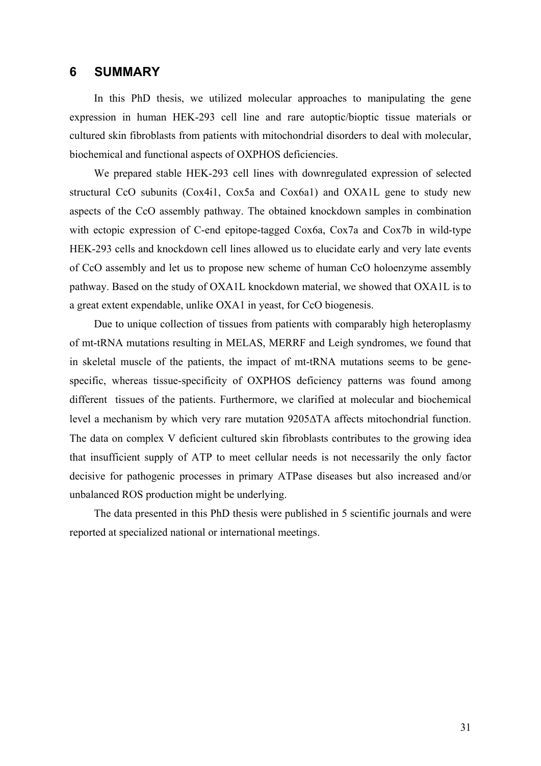# 6 SUMMARY

In this PhD thesis, we utilized molecular approaches to manipulating the gene expression in human HEK-293 cell line and rare autoptic/bioptic tissue materials or cultured skin fibroblasts from patients with mitochondrial disorders to deal with molecular, biochemical and functional aspects of OXPHOS deficiencies.

We prepared stable HEK-293 cell lines with downregulated expression of selected structural CcO subunits (Cox4i1, Cox5a and Cox6a1) and OXA1L gene to study new aspects of the CcO assembly pathway. The obtained knockdown samples in combination with ectopic expression of C-end epitope-tagged Cox6a, Cox7a and Cox7b in wild-type HEK-293 cells and knockdown cell lines allowed us to elucidate early and very late events of CcO assembly and let us to propose new scheme of human CcO holoenzyme assembly pathway. Based on the study of OXA1L knockdown material, we showed that OXA1L is to a great extent expendable, unlike OXA1 in yeast, for CcO biogenesis.

Due to unique collection of tissues from patients with comparably high heteroplasmy of mt-tRNA mutations resulting in MELAS, MERRF and Leigh syndromes, we found that in skeletal muscle of the patients, the impact of mt-tRNA mutations seems to be gene-specific, whereas tissue-specificity of OXPHOS deficiency patterns was found among different tissues of the patients. Furthermore, we clarified at molecular and biochemical level a mechanism by which very rare mutation 9205ΔTA affects mitochondrial function. The data on complex V deficient cultured skin fibroblasts contributes to the growing idea that insufficient supply of ATP to meet cellular needs is not necessarily the only factor decisive for pathogenic processes in primary ATPase diseases but also increased and/or unbalanced ROS production might be underlying.

The data presented in this PhD thesis were published in 5 scientific journals and were reported at specialized national or international meetings.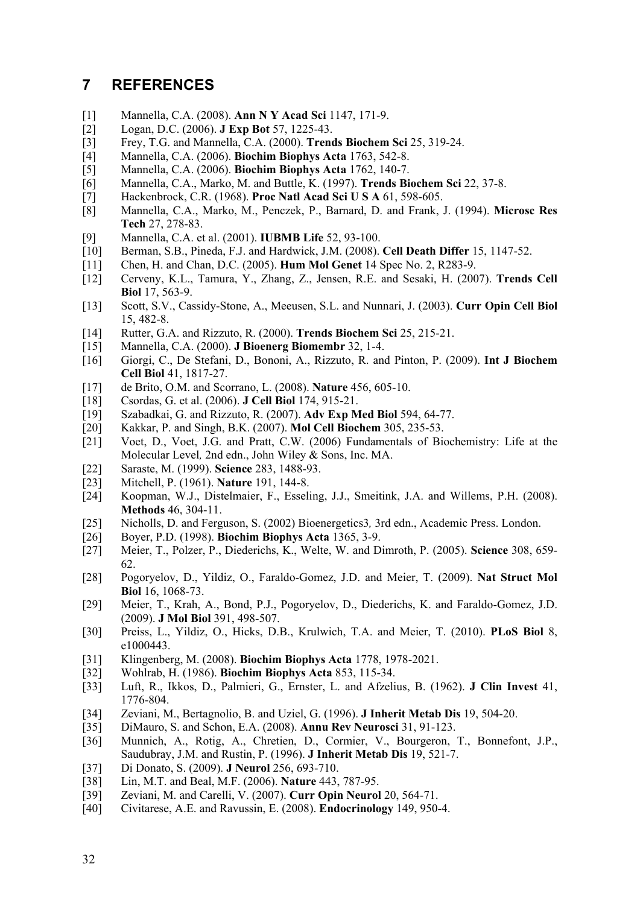# 7 REFERENCES

[1] Mannella, C.A. (2008). **Ann N Y Acad Sci** 1147, 171-9.
[2] Logan, D.C. (2006). **J Exp Bot** 57, 1225-43.
[3] Frey, T.G. and Mannella, C.A. (2000). **Trends Biochem Sci** 25, 319-24.
[4] Mannella, C.A. (2006). **Biochim Biophys Acta** 1763, 542-8.
[5] Mannella, C.A. (2006). **Biochim Biophys Acta** 1762, 140-7.
[6] Mannella, C.A., Marko, M. and Buttle, K. (1997). **Trends Biochem Sci** 22, 37-8.
[7] Hackenbrock, C.R. (1968). **Proc Natl Acad Sci U S A** 61, 598-605.
[8] Mannella, C.A., Marko, M., Penczek, P., Barnard, D. and Frank, J. (1994). **Microsc Res Tech** 27, 278-83.
[9] Mannella, C.A. et al. (2001). **IUBMB Life** 52, 93-100.
[10] Berman, S.B., Pineda, F.J. and Hardwick, J.M. (2008). **Cell Death Differ** 15, 1147-52.
[11] Chen, H. and Chan, D.C. (2005). **Hum Mol Genet** 14 Spec No. 2, R283-9.
[12] Cerveny, K.L., Tamura, Y., Zhang, Z., Jensen, R.E. and Sesaki, H. (2007). **Trends Cell Biol** 17, 563-9.
[13] Scott, S.V., Cassidy-Stone, A., Meeusen, S.L. and Nunnari, J. (2003). **Curr Opin Cell Biol** 15, 482-8.
[14] Rutter, G.A. and Rizzuto, R. (2000). **Trends Biochem Sci** 25, 215-21.
[15] Mannella, C.A. (2000). **J Bioenerg Biomembr** 32, 1-4.
[16] Giorgi, C., De Stefani, D., Bononi, A., Rizzuto, R. and Pinton, P. (2009). **Int J Biochem Cell Biol** 41, 1817-27.
[17] de Brito, O.M. and Scorrano, L. (2008). **Nature** 456, 605-10.
[18] Csordas, G. et al. (2006). **J Cell Biol** 174, 915-21.
[19] Szabadkai, G. and Rizzuto, R. (2007). **Adv Exp Med Biol** 594, 64-77.
[20] Kakkar, P. and Singh, B.K. (2007). **Mol Cell Biochem** 305, 235-53.
[21] Voet, D., Voet, J.G. and Pratt, C.W. (2006) Fundamentals of Biochemistry: Life at the Molecular Level*,* 2nd edn., John Wiley & Sons, Inc. MA.
[22] Saraste, M. (1999). **Science** 283, 1488-93.
[23] Mitchell, P. (1961). **Nature** 191, 144-8.
[24] Koopman, W.J., Distelmaier, F., Esseling, J.J., Smeitink, J.A. and Willems, P.H. (2008). **Methods** 46, 304-11.
[25] Nicholls, D. and Ferguson, S. (2002) Bioenergetics3*,* 3rd edn., Academic Press. London.
[26] Boyer, P.D. (1998). **Biochim Biophys Acta** 1365, 3-9.
[27] Meier, T., Polzer, P., Diederichs, K., Welte, W. and Dimroth, P. (2005). **Science** 308, 659-62.
[28] Pogoryelov, D., Yildiz, O., Faraldo-Gomez, J.D. and Meier, T. (2009). **Nat Struct Mol Biol** 16, 1068-73.
[29] Meier, T., Krah, A., Bond, P.J., Pogoryelov, D., Diederichs, K. and Faraldo-Gomez, J.D. (2009). **J Mol Biol** 391, 498-507.
[30] Preiss, L., Yildiz, O., Hicks, D.B., Krulwich, T.A. and Meier, T. (2010). **PLoS Biol** 8, e1000443.
[31] Klingenberg, M. (2008). **Biochim Biophys Acta** 1778, 1978-2021.
[32] Wohlrab, H. (1986). **Biochim Biophys Acta** 853, 115-34.
[33] Luft, R., Ikkos, D., Palmieri, G., Ernster, L. and Afzelius, B. (1962). **J Clin Invest** 41, 1776-804.
[34] Zeviani, M., Bertagnolio, B. and Uziel, G. (1996). **J Inherit Metab Dis** 19, 504-20.
[35] DiMauro, S. and Schon, E.A. (2008). **Annu Rev Neurosci** 31, 91-123.
[36] Munnich, A., Rotig, A., Chretien, D., Cormier, V., Bourgeron, T., Bonnefont, J.P., Saudubray, J.M. and Rustin, P. (1996). **J Inherit Metab Dis** 19, 521-7.
[37] Di Donato, S. (2009). **J Neurol** 256, 693-710.
[38] Lin, M.T. and Beal, M.F. (2006). **Nature** 443, 787-95.
[39] Zeviani, M. and Carelli, V. (2007). **Curr Opin Neurol** 20, 564-71.
[40] Civitarese, A.E. and Ravussin, E. (2008). **Endocrinology** 149, 950-4.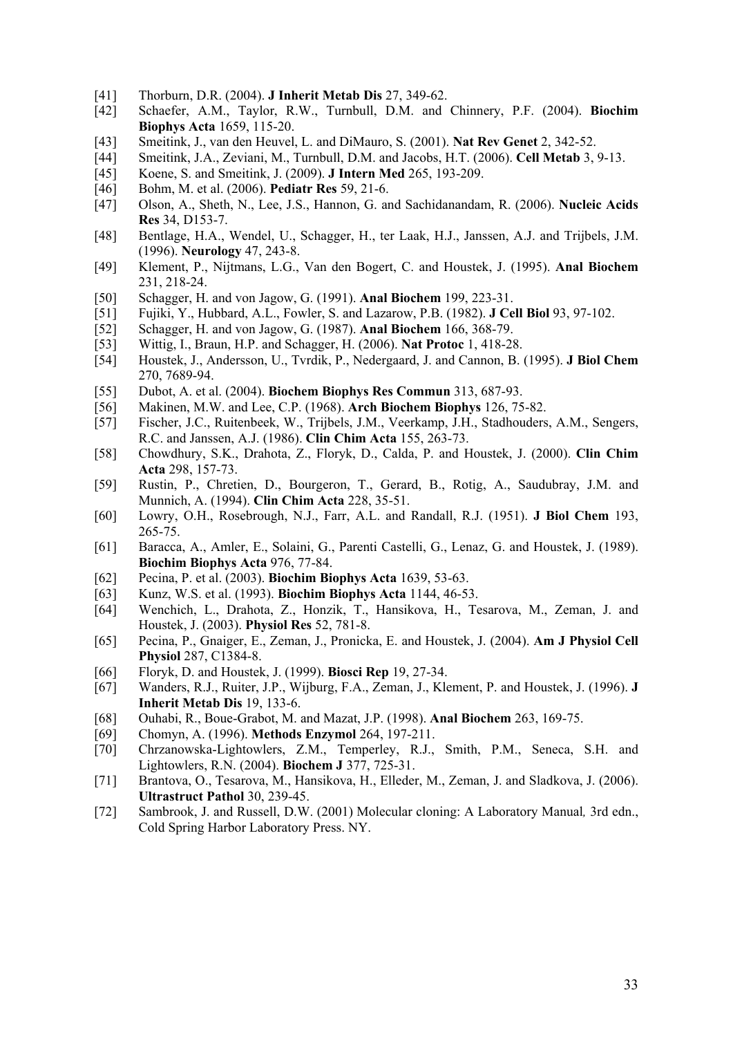[41] Thorburn, D.R. (2004). **J Inherit Metab Dis** 27, 349-62.

[42] Schaefer, A.M., Taylor, R.W., Turnbull, D.M. and Chinnery, P.F. (2004). **Biochim Biophys Acta** 1659, 115-20.

[43] Smeitink, J., van den Heuvel, L. and DiMauro, S. (2001). **Nat Rev Genet** 2, 342-52.

[44] Smeitink, J.A., Zeviani, M., Turnbull, D.M. and Jacobs, H.T. (2006). **Cell Metab** 3, 9-13.

[45] Koene, S. and Smeitink, J. (2009). **J Intern Med** 265, 193-209.

[46] Bohm, M. et al. (2006). **Pediatr Res** 59, 21-6.

[47] Olson, A., Sheth, N., Lee, J.S., Hannon, G. and Sachidanandam, R. (2006). **Nucleic Acids Res** 34, D153-7.

[48] Bentlage, H.A., Wendel, U., Schagger, H., ter Laak, H.J., Janssen, A.J. and Trijbels, J.M. (1996). **Neurology** 47, 243-8.

[49] Klement, P., Nijtmans, L.G., Van den Bogert, C. and Houstek, J. (1995). **Anal Biochem** 231, 218-24.

[50] Schagger, H. and von Jagow, G. (1991). **Anal Biochem** 199, 223-31.

[51] Fujiki, Y., Hubbard, A.L., Fowler, S. and Lazarow, P.B. (1982). **J Cell Biol** 93, 97-102.

[52] Schagger, H. and von Jagow, G. (1987). **Anal Biochem** 166, 368-79.

[53] Wittig, I., Braun, H.P. and Schagger, H. (2006). **Nat Protoc** 1, 418-28.

[54] Houstek, J., Andersson, U., Tvrdik, P., Nedergaard, J. and Cannon, B. (1995). **J Biol Chem** 270, 7689-94.

[55] Dubot, A. et al. (2004). **Biochem Biophys Res Commun** 313, 687-93.

[56] Makinen, M.W. and Lee, C.P. (1968). **Arch Biochem Biophys** 126, 75-82.

[57] Fischer, J.C., Ruitenbeek, W., Trijbels, J.M., Veerkamp, J.H., Stadhouders, A.M., Sengers, R.C. and Janssen, A.J. (1986). **Clin Chim Acta** 155, 263-73.

[58] Chowdhury, S.K., Drahota, Z., Floryk, D., Calda, P. and Houstek, J. (2000). **Clin Chim Acta** 298, 157-73.

[59] Rustin, P., Chretien, D., Bourgeron, T., Gerard, B., Rotig, A., Saudubray, J.M. and Munnich, A. (1994). **Clin Chim Acta** 228, 35-51.

[60] Lowry, O.H., Rosebrough, N.J., Farr, A.L. and Randall, R.J. (1951). **J Biol Chem** 193, 265-75.

[61] Baracca, A., Amler, E., Solaini, G., Parenti Castelli, G., Lenaz, G. and Houstek, J. (1989). **Biochim Biophys Acta** 976, 77-84.

[62] Pecina, P. et al. (2003). **Biochim Biophys Acta** 1639, 53-63.

[63] Kunz, W.S. et al. (1993). **Biochim Biophys Acta** 1144, 46-53.

[64] Wenchich, L., Drahota, Z., Honzik, T., Hansikova, H., Tesarova, M., Zeman, J. and Houstek, J. (2003). **Physiol Res** 52, 781-8.

[65] Pecina, P., Gnaiger, E., Zeman, J., Pronicka, E. and Houstek, J. (2004). **Am J Physiol Cell Physiol** 287, C1384-8.

[66] Floryk, D. and Houstek, J. (1999). **Biosci Rep** 19, 27-34.

[67] Wanders, R.J., Ruiter, J.P., Wijburg, F.A., Zeman, J., Klement, P. and Houstek, J. (1996). **J Inherit Metab Dis** 19, 133-6.

[68] Ouhabi, R., Boue-Grabot, M. and Mazat, J.P. (1998). **Anal Biochem** 263, 169-75.

[69] Chomyn, A. (1996). **Methods Enzymol** 264, 197-211.

[70] Chrzanowska-Lightowlers, Z.M., Temperley, R.J., Smith, P.M., Seneca, S.H. and Lightowlers, R.N. (2004). **Biochem J** 377, 725-31.

[71] Brantova, O., Tesarova, M., Hansikova, H., Elleder, M., Zeman, J. and Sladkova, J. (2006). **Ultrastruct Pathol** 30, 239-45.

[72] Sambrook, J. and Russell, D.W. (2001) Molecular cloning: A Laboratory Manual*,* 3rd edn., Cold Spring Harbor Laboratory Press. NY.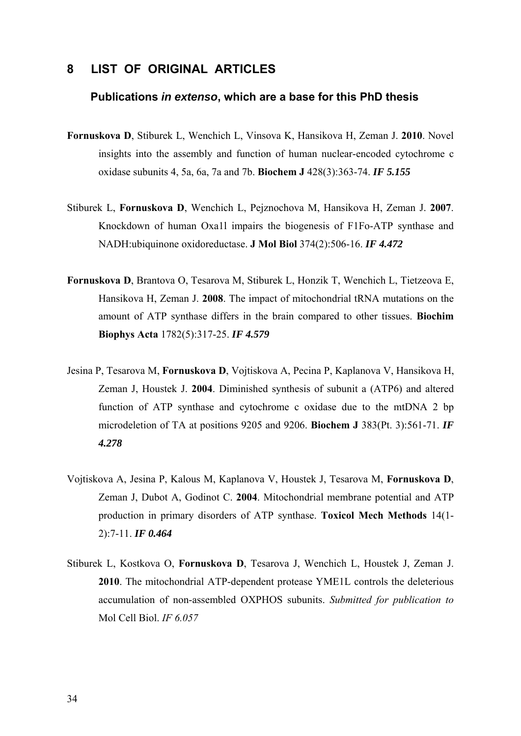# 8 LIST OF ORIGINAL ARTICLES

### Publications *in extenso*, which are a base for this PhD thesis

**Fornuskova D**, Stiburek L, Wenchich L, Vinsova K, Hansikova H, Zeman J. **2010**. Novel insights into the assembly and function of human nuclear-encoded cytochrome c oxidase subunits 4, 5a, 6a, 7a and 7b. **Biochem J** 428(3):363-74. ***IF 5.155***

Stiburek L, **Fornuskova D**, Wenchich L, Pejznochova M, Hansikova H, Zeman J. **2007**. Knockdown of human Oxa1l impairs the biogenesis of F1Fo-ATP synthase and NADH:ubiquinone oxidoreductase. **J Mol Biol** 374(2):506-16. ***IF 4.472***

**Fornuskova D**, Brantova O, Tesarova M, Stiburek L, Honzik T, Wenchich L, Tietzeova E, Hansikova H, Zeman J. **2008**. The impact of mitochondrial tRNA mutations on the amount of ATP synthase differs in the brain compared to other tissues. **Biochim Biophys Acta** 1782(5):317-25. ***IF 4.579***

Jesina P, Tesarova M, **Fornuskova D**, Vojtiskova A, Pecina P, Kaplanova V, Hansikova H, Zeman J, Houstek J. **2004**. Diminished synthesis of subunit a (ATP6) and altered function of ATP synthase and cytochrome c oxidase due to the mtDNA 2 bp microdeletion of TA at positions 9205 and 9206. **Biochem J** 383(Pt. 3):561-71. ***IF 4.278***

Vojtiskova A, Jesina P, Kalous M, Kaplanova V, Houstek J, Tesarova M, **Fornuskova D**, Zeman J, Dubot A, Godinot C. **2004**. Mitochondrial membrane potential and ATP production in primary disorders of ATP synthase. **Toxicol Mech Methods** 14(1-2):7-11. ***IF 0.464***

Stiburek L, Kostkova O, **Fornuskova D**, Tesarova J, Wenchich L, Houstek J, Zeman J. **2010**. The mitochondrial ATP-dependent protease YME1L controls the deleterious accumulation of non-assembled OXPHOS subunits. *Submitted for publication to* Mol Cell Biol. *IF 6.057*